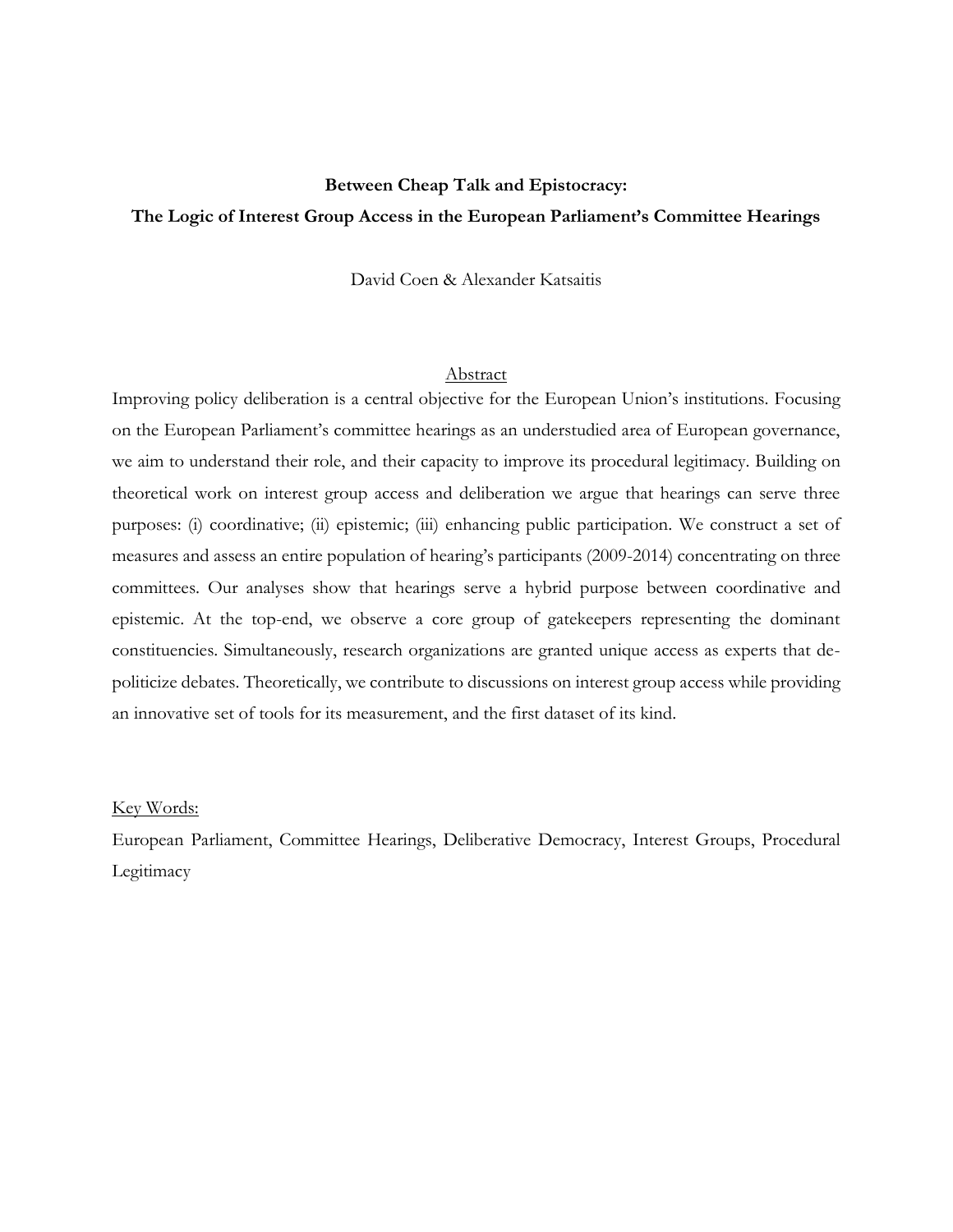# Between Cheap Talk and Epistocracy:

# The Logic of Interest Group Access in the European Parliament's Committee Hearings

David Coen & Alexander Katsaitis

## Abstract

Improving policy deliberation is a central objective for the European Union's institutions. Focusing on the European Parliament's committee hearings as an understudied area of European governance, we aim to understand their role, and their capacity to improve its procedural legitimacy. Building on theoretical work on interest group access and deliberation we argue that hearings can serve three purposes: (i) coordinative; (ii) epistemic; (iii) enhancing public participation. We construct a set of measures and assess an entire population of hearing's participants (2009-2014) concentrating on three committees. Our analyses show that hearings serve a hybrid purpose between coordinative and epistemic. At the top-end, we observe a core group of gatekeepers representing the dominant constituencies. Simultaneously, research organizations are granted unique access as experts that de-politicize debates. Theoretically, we contribute to discussions on interest group access while providing an innovative set of tools for its measurement, and the first dataset of its kind.

Key Words:

European Parliament, Committee Hearings, Deliberative Democracy, Interest Groups, Procedural Legitimacy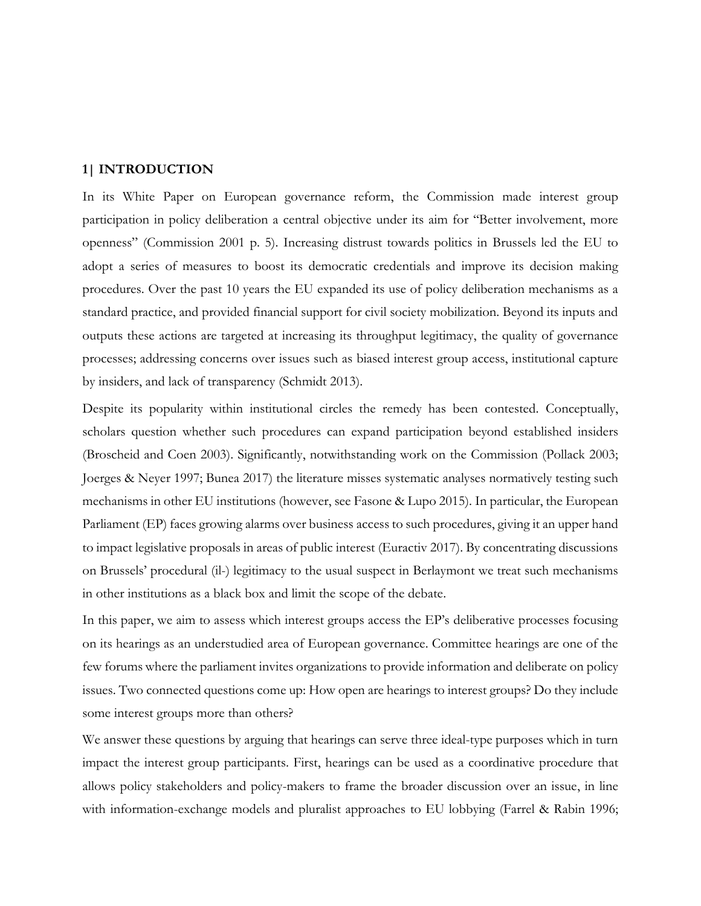## 1| INTRODUCTION

In its White Paper on European governance reform, the Commission made interest group participation in policy deliberation a central objective under its aim for "Better involvement, more openness" (Commission 2001 p. 5). Increasing distrust towards politics in Brussels led the EU to adopt a series of measures to boost its democratic credentials and improve its decision making procedures. Over the past 10 years the EU expanded its use of policy deliberation mechanisms as a standard practice, and provided financial support for civil society mobilization. Beyond its inputs and outputs these actions are targeted at increasing its throughput legitimacy, the quality of governance processes; addressing concerns over issues such as biased interest group access, institutional capture by insiders, and lack of transparency (Schmidt 2013).

Despite its popularity within institutional circles the remedy has been contested. Conceptually, scholars question whether such procedures can expand participation beyond established insiders (Broscheid and Coen 2003). Significantly, notwithstanding work on the Commission (Pollack 2003; Joerges & Neyer 1997; Bunea 2017) the literature misses systematic analyses normatively testing such mechanisms in other EU institutions (however, see Fasone & Lupo 2015). In particular, the European Parliament (EP) faces growing alarms over business access to such procedures, giving it an upper hand to impact legislative proposals in areas of public interest (Euractiv 2017). By concentrating discussions on Brussels' procedural (il-) legitimacy to the usual suspect in Berlaymont we treat such mechanisms in other institutions as a black box and limit the scope of the debate.

In this paper, we aim to assess which interest groups access the EP's deliberative processes focusing on its hearings as an understudied area of European governance. Committee hearings are one of the few forums where the parliament invites organizations to provide information and deliberate on policy issues. Two connected questions come up: How open are hearings to interest groups? Do they include some interest groups more than others?

We answer these questions by arguing that hearings can serve three ideal-type purposes which in turn impact the interest group participants. First, hearings can be used as a coordinative procedure that allows policy stakeholders and policy-makers to frame the broader discussion over an issue, in line with information-exchange models and pluralist approaches to EU lobbying (Farrel & Rabin 1996;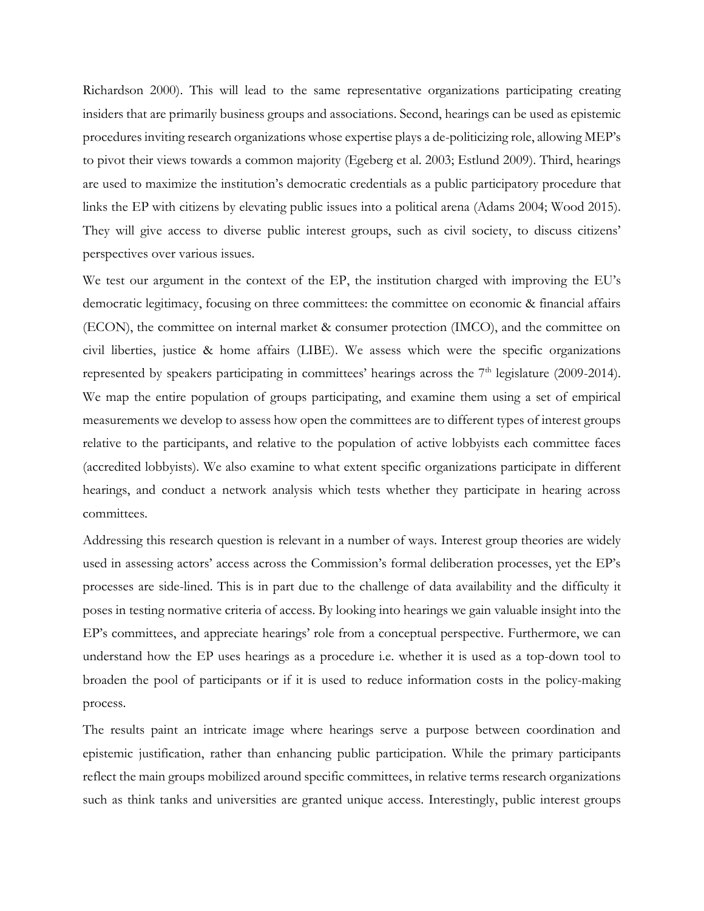Richardson 2000). This will lead to the same representative organizations participating creating insiders that are primarily business groups and associations. Second, hearings can be used as epistemic procedures inviting research organizations whose expertise plays a de-politicizing role, allowing MEP's to pivot their views towards a common majority (Egeberg et al. 2003; Estlund 2009). Third, hearings are used to maximize the institution's democratic credentials as a public participatory procedure that links the EP with citizens by elevating public issues into a political arena (Adams 2004; Wood 2015). They will give access to diverse public interest groups, such as civil society, to discuss citizens' perspectives over various issues.

We test our argument in the context of the EP, the institution charged with improving the EU's democratic legitimacy, focusing on three committees: the committee on economic & financial affairs (ECON), the committee on internal market & consumer protection (IMCO), and the committee on civil liberties, justice & home affairs (LIBE). We assess which were the specific organizations represented by speakers participating in committees' hearings across the 7th legislature (2009-2014). We map the entire population of groups participating, and examine them using a set of empirical measurements we develop to assess how open the committees are to different types of interest groups relative to the participants, and relative to the population of active lobbyists each committee faces (accredited lobbyists). We also examine to what extent specific organizations participate in different hearings, and conduct a network analysis which tests whether they participate in hearing across committees.

Addressing this research question is relevant in a number of ways. Interest group theories are widely used in assessing actors' access across the Commission's formal deliberation processes, yet the EP's processes are side-lined. This is in part due to the challenge of data availability and the difficulty it poses in testing normative criteria of access. By looking into hearings we gain valuable insight into the EP's committees, and appreciate hearings' role from a conceptual perspective. Furthermore, we can understand how the EP uses hearings as a procedure i.e. whether it is used as a top-down tool to broaden the pool of participants or if it is used to reduce information costs in the policy-making process.

The results paint an intricate image where hearings serve a purpose between coordination and epistemic justification, rather than enhancing public participation. While the primary participants reflect the main groups mobilized around specific committees, in relative terms research organizations such as think tanks and universities are granted unique access. Interestingly, public interest groups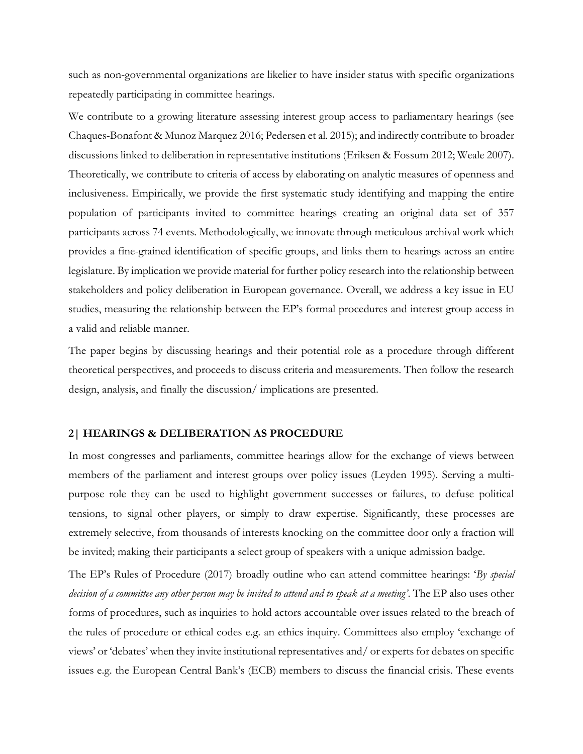such as non-governmental organizations are likelier to have insider status with specific organizations repeatedly participating in committee hearings.

We contribute to a growing literature assessing interest group access to parliamentary hearings (see Chaques-Bonafont & Munoz Marquez 2016; Pedersen et al. 2015); and indirectly contribute to broader discussions linked to deliberation in representative institutions (Eriksen & Fossum 2012; Weale 2007). Theoretically, we contribute to criteria of access by elaborating on analytic measures of openness and inclusiveness. Empirically, we provide the first systematic study identifying and mapping the entire population of participants invited to committee hearings creating an original data set of 357 participants across 74 events. Methodologically, we innovate through meticulous archival work which provides a fine-grained identification of specific groups, and links them to hearings across an entire legislature. By implication we provide material for further policy research into the relationship between stakeholders and policy deliberation in European governance. Overall, we address a key issue in EU studies, measuring the relationship between the EP's formal procedures and interest group access in a valid and reliable manner.

The paper begins by discussing hearings and their potential role as a procedure through different theoretical perspectives, and proceeds to discuss criteria and measurements. Then follow the research design, analysis, and finally the discussion/ implications are presented.

## 2| HEARINGS & DELIBERATION AS PROCEDURE

In most congresses and parliaments, committee hearings allow for the exchange of views between members of the parliament and interest groups over policy issues (Leyden 1995). Serving a multi-purpose role they can be used to highlight government successes or failures, to defuse political tensions, to signal other players, or simply to draw expertise. Significantly, these processes are extremely selective, from thousands of interests knocking on the committee door only a fraction will be invited; making their participants a select group of speakers with a unique admission badge.

The EP's Rules of Procedure (2017) broadly outline who can attend committee hearings: '*By special decision of a committee any other person may be invited to attend and to speak at a meeting*'. The EP also uses other forms of procedures, such as inquiries to hold actors accountable over issues related to the breach of the rules of procedure or ethical codes e.g. an ethics inquiry. Committees also employ 'exchange of views' or 'debates' when they invite institutional representatives and/ or experts for debates on specific issues e.g. the European Central Bank's (ECB) members to discuss the financial crisis. These events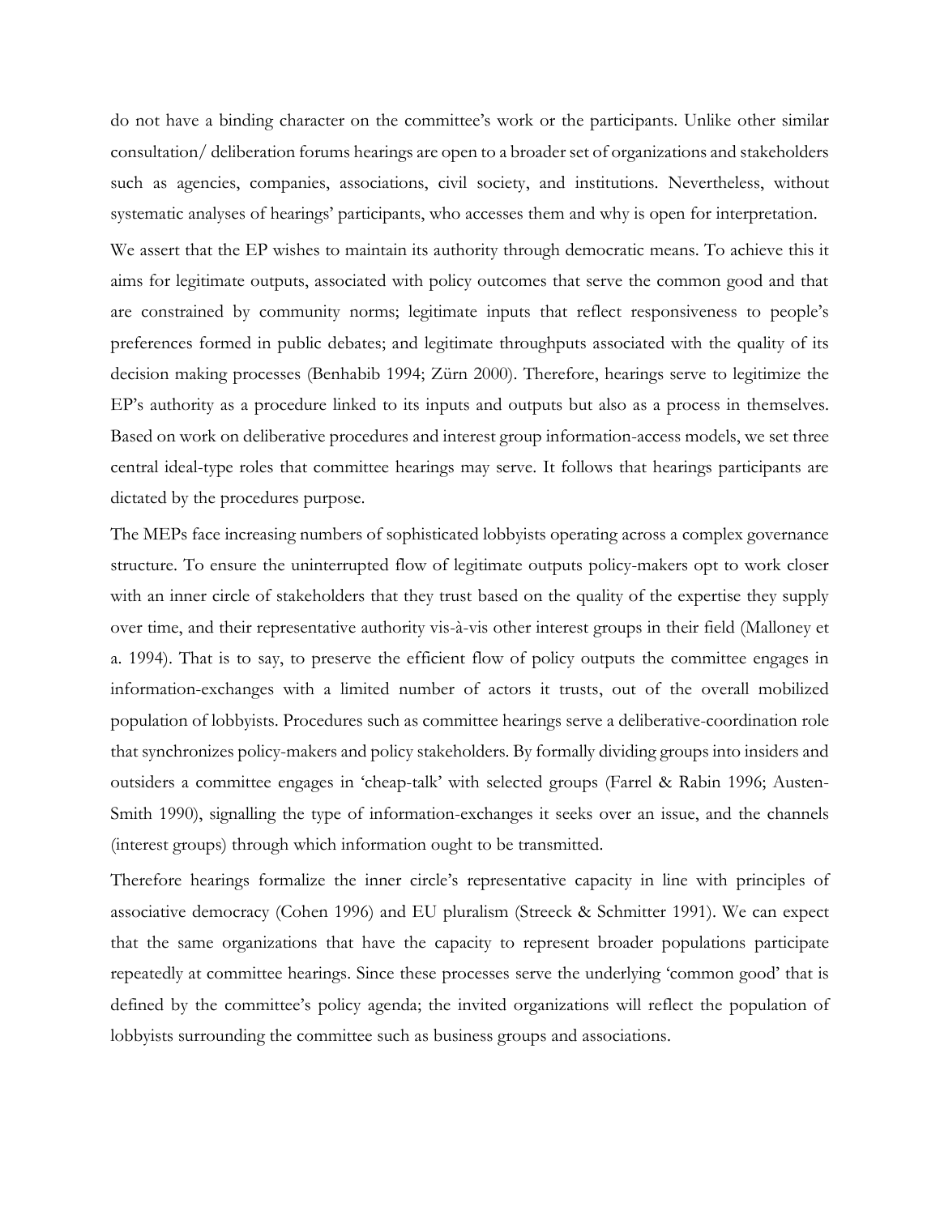do not have a binding character on the committee's work or the participants. Unlike other similar consultation/ deliberation forums hearings are open to a broader set of organizations and stakeholders such as agencies, companies, associations, civil society, and institutions. Nevertheless, without systematic analyses of hearings' participants, who accesses them and why is open for interpretation.

We assert that the EP wishes to maintain its authority through democratic means. To achieve this it aims for legitimate outputs, associated with policy outcomes that serve the common good and that are constrained by community norms; legitimate inputs that reflect responsiveness to people's preferences formed in public debates; and legitimate throughputs associated with the quality of its decision making processes (Benhabib 1994; Zürn 2000). Therefore, hearings serve to legitimize the EP's authority as a procedure linked to its inputs and outputs but also as a process in themselves. Based on work on deliberative procedures and interest group information-access models, we set three central ideal-type roles that committee hearings may serve. It follows that hearings participants are dictated by the procedures purpose.

The MEPs face increasing numbers of sophisticated lobbyists operating across a complex governance structure. To ensure the uninterrupted flow of legitimate outputs policy-makers opt to work closer with an inner circle of stakeholders that they trust based on the quality of the expertise they supply over time, and their representative authority vis-à-vis other interest groups in their field (Malloney et a. 1994). That is to say, to preserve the efficient flow of policy outputs the committee engages in information-exchanges with a limited number of actors it trusts, out of the overall mobilized population of lobbyists. Procedures such as committee hearings serve a deliberative-coordination role that synchronizes policy-makers and policy stakeholders. By formally dividing groups into insiders and outsiders a committee engages in 'cheap-talk' with selected groups (Farrel & Rabin 1996; Austen-Smith 1990), signalling the type of information-exchanges it seeks over an issue, and the channels (interest groups) through which information ought to be transmitted.

Therefore hearings formalize the inner circle's representative capacity in line with principles of associative democracy (Cohen 1996) and EU pluralism (Streeck & Schmitter 1991). We can expect that the same organizations that have the capacity to represent broader populations participate repeatedly at committee hearings. Since these processes serve the underlying 'common good' that is defined by the committee's policy agenda; the invited organizations will reflect the population of lobbyists surrounding the committee such as business groups and associations.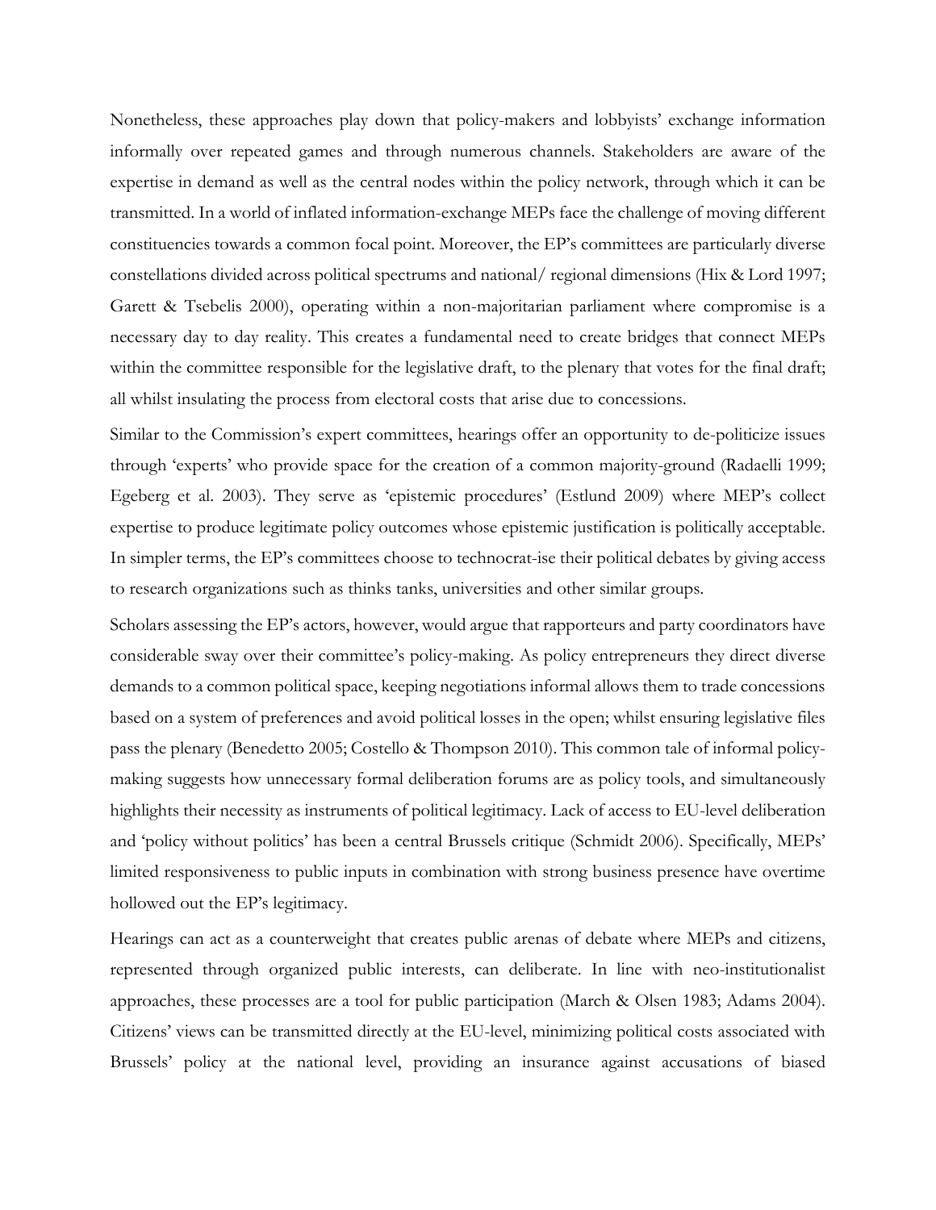Nonetheless, these approaches play down that policy-makers and lobbyists' exchange information informally over repeated games and through numerous channels. Stakeholders are aware of the expertise in demand as well as the central nodes within the policy network, through which it can be transmitted. In a world of inflated information-exchange MEPs face the challenge of moving different constituencies towards a common focal point. Moreover, the EP's committees are particularly diverse constellations divided across political spectrums and national/ regional dimensions (Hix & Lord 1997; Garett & Tsebelis 2000), operating within a non-majoritarian parliament where compromise is a necessary day to day reality. This creates a fundamental need to create bridges that connect MEPs within the committee responsible for the legislative draft, to the plenary that votes for the final draft; all whilst insulating the process from electoral costs that arise due to concessions.

Similar to the Commission's expert committees, hearings offer an opportunity to de-politicize issues through 'experts' who provide space for the creation of a common majority-ground (Radaelli 1999; Egeberg et al. 2003). They serve as 'epistemic procedures' (Estlund 2009) where MEP's collect expertise to produce legitimate policy outcomes whose epistemic justification is politically acceptable. In simpler terms, the EP's committees choose to technocrat-ise their political debates by giving access to research organizations such as thinks tanks, universities and other similar groups.

Scholars assessing the EP's actors, however, would argue that rapporteurs and party coordinators have considerable sway over their committee's policy-making. As policy entrepreneurs they direct diverse demands to a common political space, keeping negotiations informal allows them to trade concessions based on a system of preferences and avoid political losses in the open; whilst ensuring legislative files pass the plenary (Benedetto 2005; Costello & Thompson 2010). This common tale of informal policy-making suggests how unnecessary formal deliberation forums are as policy tools, and simultaneously highlights their necessity as instruments of political legitimacy. Lack of access to EU-level deliberation and 'policy without politics' has been a central Brussels critique (Schmidt 2006). Specifically, MEPs' limited responsiveness to public inputs in combination with strong business presence have overtime hollowed out the EP's legitimacy.

Hearings can act as a counterweight that creates public arenas of debate where MEPs and citizens, represented through organized public interests, can deliberate. In line with neo-institutionalist approaches, these processes are a tool for public participation (March & Olsen 1983; Adams 2004). Citizens' views can be transmitted directly at the EU-level, minimizing political costs associated with Brussels' policy at the national level, providing an insurance against accusations of biased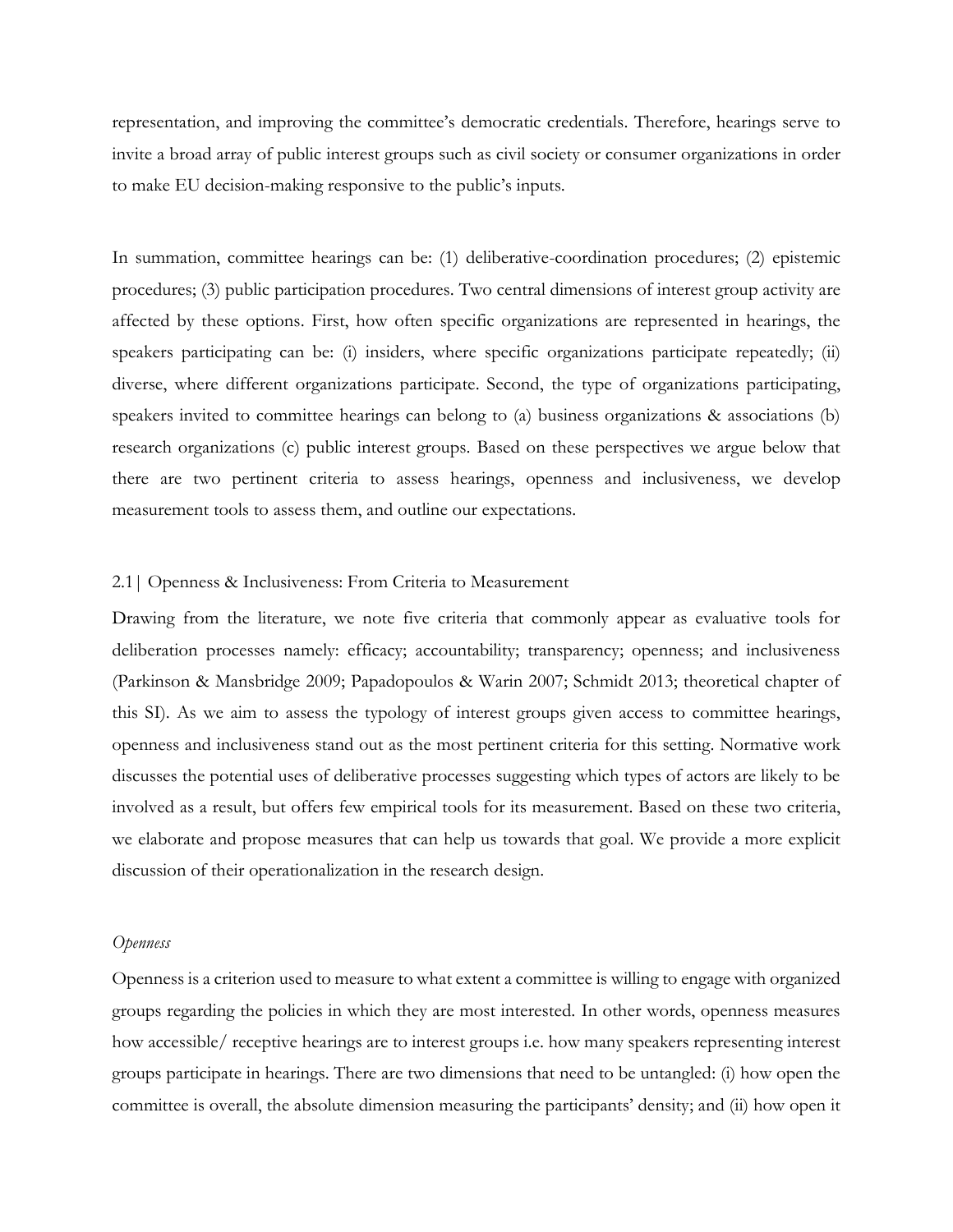representation, and improving the committee's democratic credentials. Therefore, hearings serve to invite a broad array of public interest groups such as civil society or consumer organizations in order to make EU decision-making responsive to the public's inputs.

In summation, committee hearings can be: (1) deliberative-coordination procedures; (2) epistemic procedures; (3) public participation procedures. Two central dimensions of interest group activity are affected by these options. First, how often specific organizations are represented in hearings, the speakers participating can be: (i) insiders, where specific organizations participate repeatedly; (ii) diverse, where different organizations participate. Second, the type of organizations participating, speakers invited to committee hearings can belong to (a) business organizations & associations (b) research organizations (c) public interest groups. Based on these perspectives we argue below that there are two pertinent criteria to assess hearings, openness and inclusiveness, we develop measurement tools to assess them, and outline our expectations.

## 2.1 | Openness & Inclusiveness: From Criteria to Measurement

Drawing from the literature, we note five criteria that commonly appear as evaluative tools for deliberation processes namely: efficacy; accountability; transparency; openness; and inclusiveness (Parkinson & Mansbridge 2009; Papadopoulos & Warin 2007; Schmidt 2013; theoretical chapter of this SI). As we aim to assess the typology of interest groups given access to committee hearings, openness and inclusiveness stand out as the most pertinent criteria for this setting. Normative work discusses the potential uses of deliberative processes suggesting which types of actors are likely to be involved as a result, but offers few empirical tools for its measurement. Based on these two criteria, we elaborate and propose measures that can help us towards that goal. We provide a more explicit discussion of their operationalization in the research design.

### *Openness*

Openness is a criterion used to measure to what extent a committee is willing to engage with organized groups regarding the policies in which they are most interested. In other words, openness measures how accessible/ receptive hearings are to interest groups i.e. how many speakers representing interest groups participate in hearings. There are two dimensions that need to be untangled: (i) how open the committee is overall, the absolute dimension measuring the participants' density; and (ii) how open it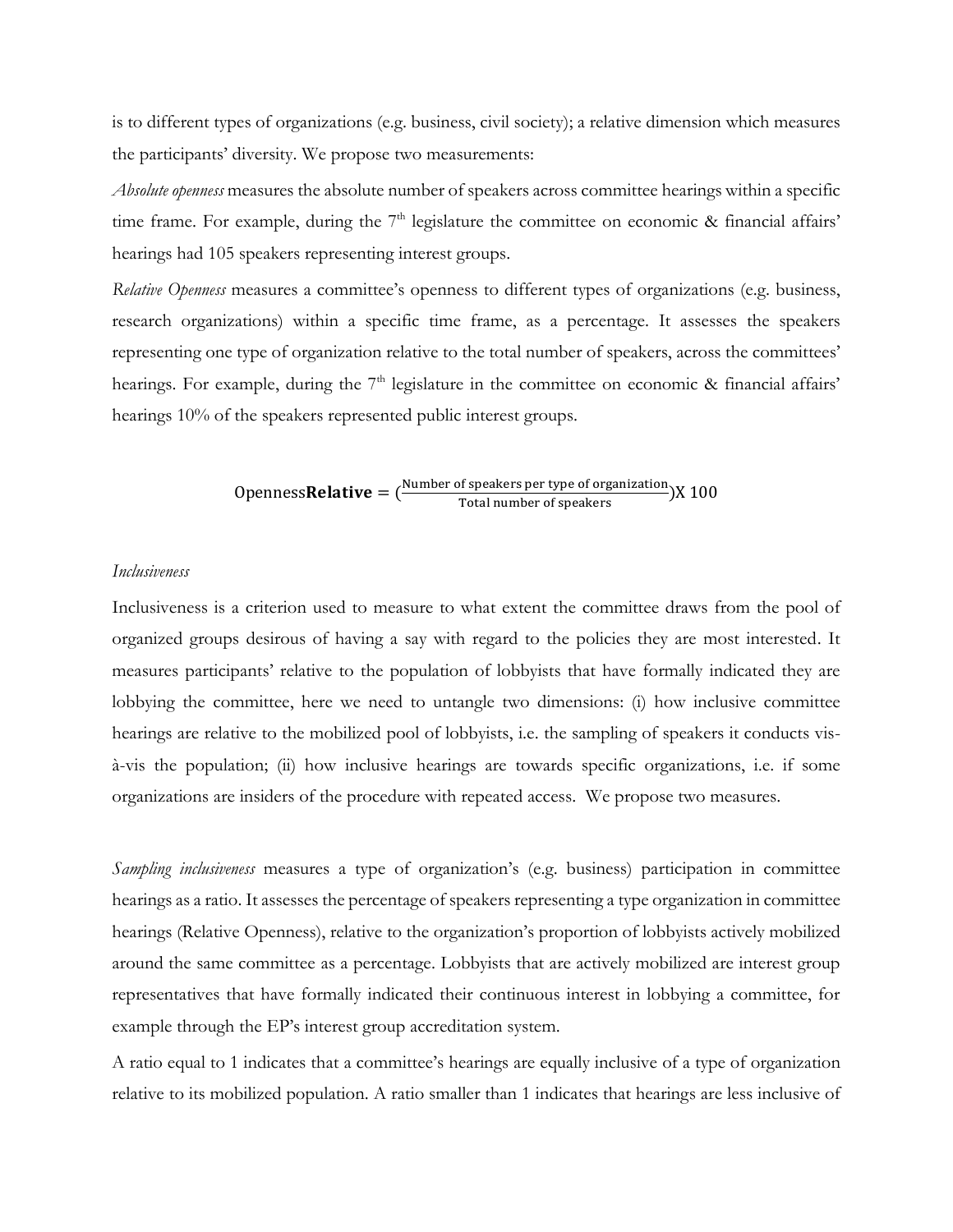is to different types of organizations (e.g. business, civil society); a relative dimension which measures the participants' diversity. We propose two measurements:

*Absolute openness* measures the absolute number of speakers across committee hearings within a specific time frame. For example, during the 7[th] legislature the committee on economic & financial affairs' hearings had 105 speakers representing interest groups.

*Relative Openness* measures a committee's openness to different types of organizations (e.g. business, research organizations) within a specific time frame, as a percentage. It assesses the speakers representing one type of organization relative to the total number of speakers, across the committees' hearings. For example, during the 7[th] legislature in the committee on economic & financial affairs' hearings 10% of the speakers represented public interest groups.

$$\text{Openness}\mathbf{Relative} = \left(\frac{\text{Number of speakers per type of organization}}{\text{Total number of speakers}}\right) \text{X } 100$$

*Inclusiveness*

Inclusiveness is a criterion used to measure to what extent the committee draws from the pool of organized groups desirous of having a say with regard to the policies they are most interested. It measures participants' relative to the population of lobbyists that have formally indicated they are lobbying the committee, here we need to untangle two dimensions: (i) how inclusive committee hearings are relative to the mobilized pool of lobbyists, i.e. the sampling of speakers it conducts vis-à-vis the population; (ii) how inclusive hearings are towards specific organizations, i.e. if some organizations are insiders of the procedure with repeated access. We propose two measures.

*Sampling inclusiveness* measures a type of organization's (e.g. business) participation in committee hearings as a ratio. It assesses the percentage of speakers representing a type organization in committee hearings (Relative Openness), relative to the organization's proportion of lobbyists actively mobilized around the same committee as a percentage. Lobbyists that are actively mobilized are interest group representatives that have formally indicated their continuous interest in lobbying a committee, for example through the EP's interest group accreditation system.

A ratio equal to 1 indicates that a committee's hearings are equally inclusive of a type of organization relative to its mobilized population. A ratio smaller than 1 indicates that hearings are less inclusive of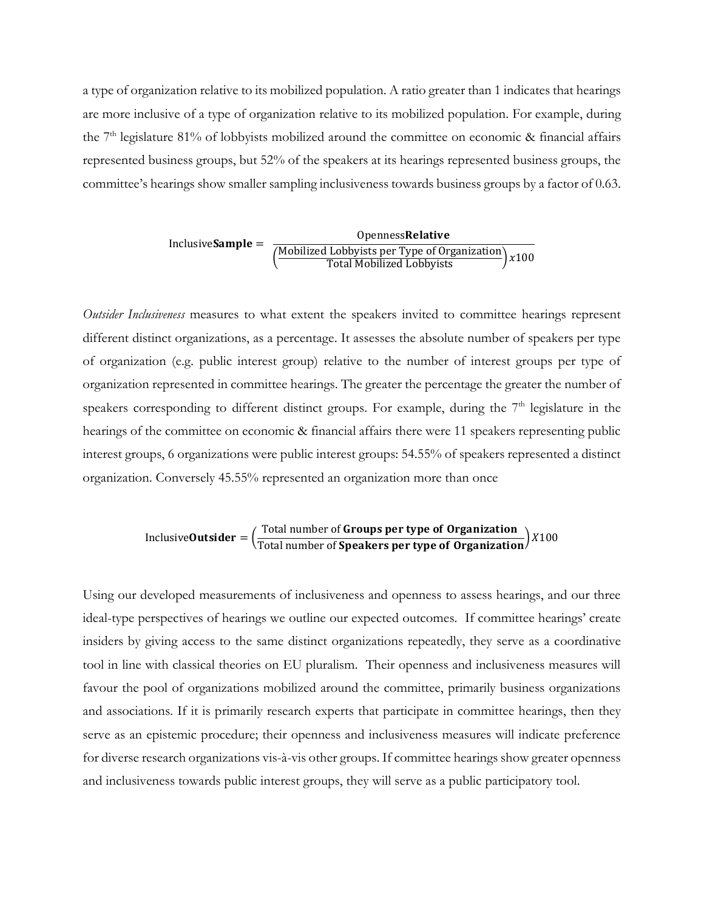a type of organization relative to its mobilized population. A ratio greater than 1 indicates that hearings are more inclusive of a type of organization relative to its mobilized population. For example, during the 7[th] legislature 81% of lobbyists mobilized around the committee on economic & financial affairs represented business groups, but 52% of the speakers at its hearings represented business groups, the committee's hearings show smaller sampling inclusiveness towards business groups by a factor of 0.63.

$$\text{Inclusive}\mathbf{Sample} = \frac{\text{Openness}\mathbf{Relative}}{\left(\frac{\text{Mobilized Lobbyists per Type of Organization}}{\text{Total Mobilized Lobbyists}}\right)x100}$$

*Outsider Inclusiveness* measures to what extent the speakers invited to committee hearings represent different distinct organizations, as a percentage. It assesses the absolute number of speakers per type of organization (e.g. public interest group) relative to the number of interest groups per type of organization represented in committee hearings. The greater the percentage the greater the number of speakers corresponding to different distinct groups. For example, during the 7[th] legislature in the hearings of the committee on economic & financial affairs there were 11 speakers representing public interest groups, 6 organizations were public interest groups: 54.55% of speakers represented a distinct organization. Conversely 45.55% represented an organization more than once

$$\text{Inclusive}\mathbf{Outsider} = \left(\frac{\text{Total number of }\mathbf{Groups\ per\ type\ of\ Organization}}{\text{Total number of }\mathbf{Speakers\ per\ type\ of\ Organization}}\right)X100$$

Using our developed measurements of inclusiveness and openness to assess hearings, and our three ideal-type perspectives of hearings we outline our expected outcomes. If committee hearings' create insiders by giving access to the same distinct organizations repeatedly, they serve as a coordinative tool in line with classical theories on EU pluralism. Their openness and inclusiveness measures will favour the pool of organizations mobilized around the committee, primarily business organizations and associations. If it is primarily research experts that participate in committee hearings, then they serve as an epistemic procedure; their openness and inclusiveness measures will indicate preference for diverse research organizations vis-à-vis other groups. If committee hearings show greater openness and inclusiveness towards public interest groups, they will serve as a public participatory tool.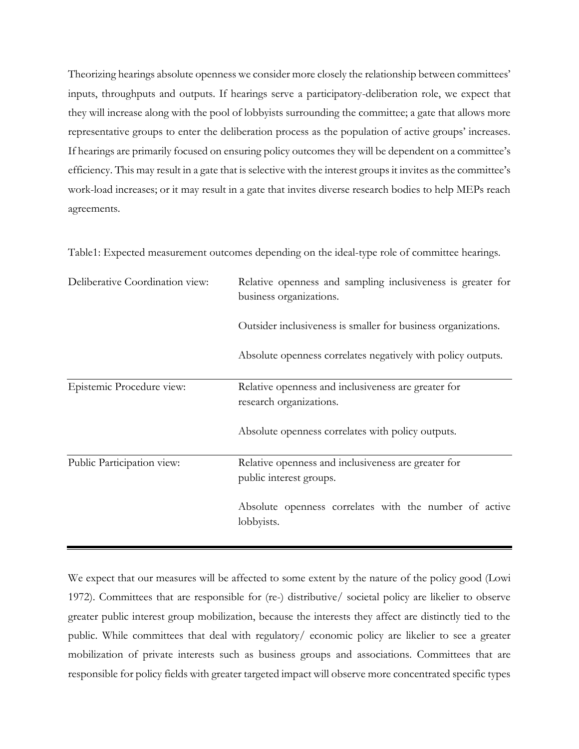Theorizing hearings absolute openness we consider more closely the relationship between committees' inputs, throughputs and outputs. If hearings serve a participatory-deliberation role, we expect that they will increase along with the pool of lobbyists surrounding the committee; a gate that allows more representative groups to enter the deliberation process as the population of active groups' increases. If hearings are primarily focused on ensuring policy outcomes they will be dependent on a committee's efficiency. This may result in a gate that is selective with the interest groups it invites as the committee's work-load increases; or it may result in a gate that invites diverse research bodies to help MEPs reach agreements.

Table1: Expected measurement outcomes depending on the ideal-type role of committee hearings.

| | |
|---|---|
| Deliberative Coordination view: | Relative openness and sampling inclusiveness is greater for business organizations. |
| | Outsider inclusiveness is smaller for business organizations. |
| | Absolute openness correlates negatively with policy outputs. |
| Epistemic Procedure view: | Relative openness and inclusiveness are greater for research organizations. |
| | Absolute openness correlates with policy outputs. |
| Public Participation view: | Relative openness and inclusiveness are greater for public interest groups. |
| | Absolute openness correlates with the number of active lobbyists. |

We expect that our measures will be affected to some extent by the nature of the policy good (Lowi 1972). Committees that are responsible for (re-) distributive/ societal policy are likelier to observe greater public interest group mobilization, because the interests they affect are distinctly tied to the public. While committees that deal with regulatory/ economic policy are likelier to see a greater mobilization of private interests such as business groups and associations. Committees that are responsible for policy fields with greater targeted impact will observe more concentrated specific types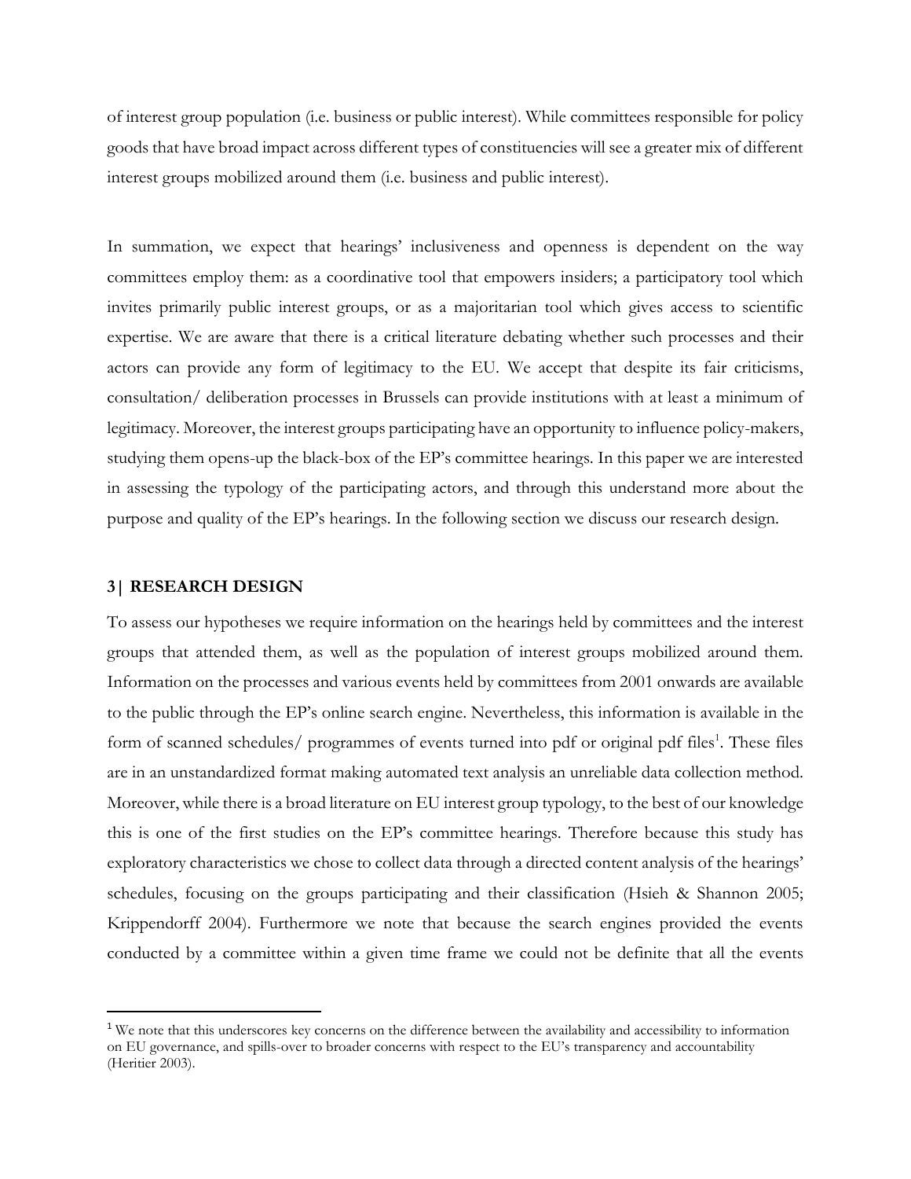of interest group population (i.e. business or public interest). While committees responsible for policy goods that have broad impact across different types of constituencies will see a greater mix of different interest groups mobilized around them (i.e. business and public interest).

In summation, we expect that hearings' inclusiveness and openness is dependent on the way committees employ them: as a coordinative tool that empowers insiders; a participatory tool which invites primarily public interest groups, or as a majoritarian tool which gives access to scientific expertise. We are aware that there is a critical literature debating whether such processes and their actors can provide any form of legitimacy to the EU. We accept that despite its fair criticisms, consultation/ deliberation processes in Brussels can provide institutions with at least a minimum of legitimacy. Moreover, the interest groups participating have an opportunity to influence policy-makers, studying them opens-up the black-box of the EP's committee hearings. In this paper we are interested in assessing the typology of the participating actors, and through this understand more about the purpose and quality of the EP's hearings. In the following section we discuss our research design.

## 3| RESEARCH DESIGN

To assess our hypotheses we require information on the hearings held by committees and the interest groups that attended them, as well as the population of interest groups mobilized around them. Information on the processes and various events held by committees from 2001 onwards are available to the public through the EP's online search engine. Nevertheless, this information is available in the form of scanned schedules/ programmes of events turned into pdf or original pdf files[1]. These files are in an unstandardized format making automated text analysis an unreliable data collection method. Moreover, while there is a broad literature on EU interest group typology, to the best of our knowledge this is one of the first studies on the EP's committee hearings. Therefore because this study has exploratory characteristics we chose to collect data through a directed content analysis of the hearings' schedules, focusing on the groups participating and their classification (Hsieh & Shannon 2005; Krippendorff 2004). Furthermore we note that because the search engines provided the events conducted by a committee within a given time frame we could not be definite that all the events

[1] We note that this underscores key concerns on the difference between the availability and accessibility to information on EU governance, and spills-over to broader concerns with respect to the EU's transparency and accountability (Heritier 2003).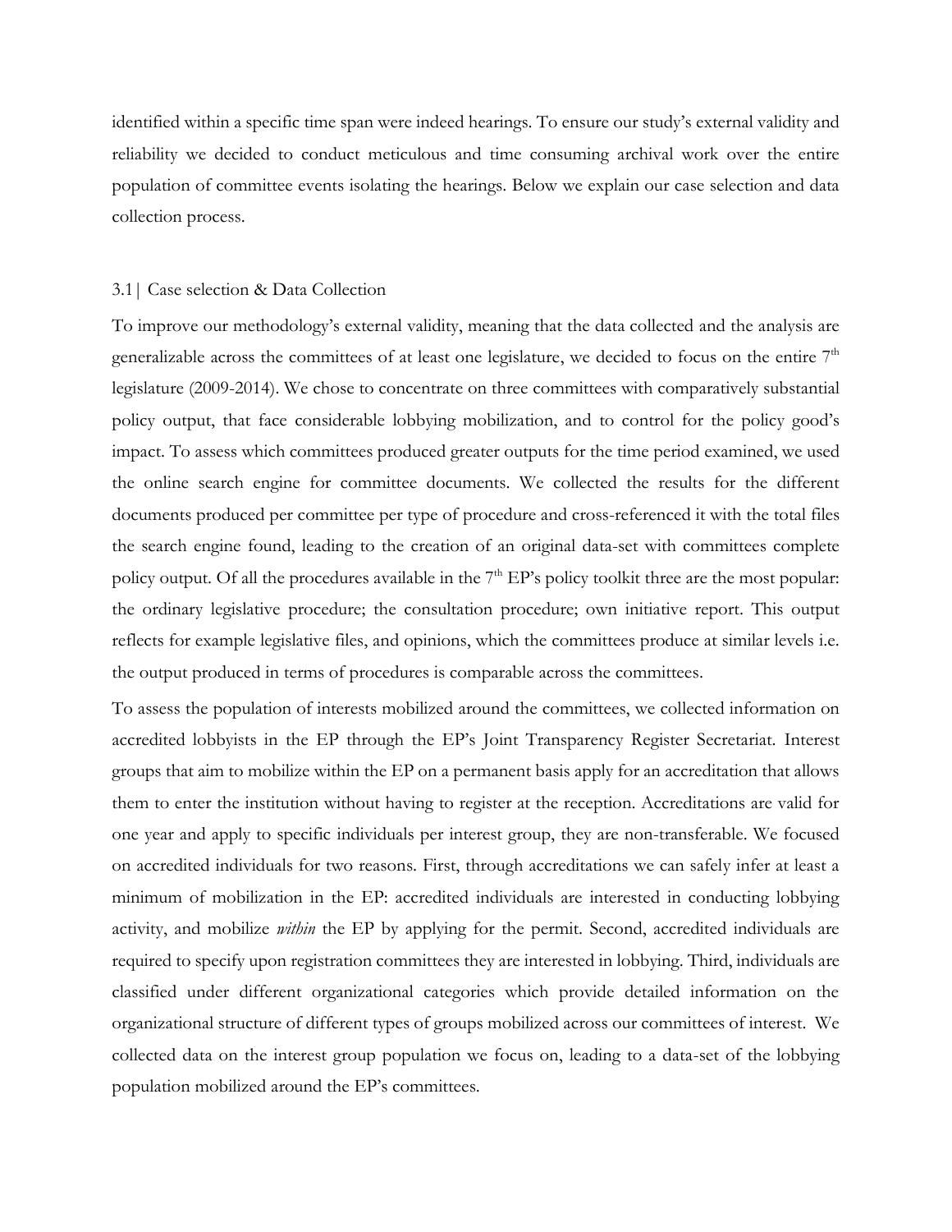identified within a specific time span were indeed hearings. To ensure our study's external validity and reliability we decided to conduct meticulous and time consuming archival work over the entire population of committee events isolating the hearings. Below we explain our case selection and data collection process.

### 3.1 | Case selection & Data Collection

To improve our methodology's external validity, meaning that the data collected and the analysis are generalizable across the committees of at least one legislature, we decided to focus on the entire 7th legislature (2009-2014). We chose to concentrate on three committees with comparatively substantial policy output, that face considerable lobbying mobilization, and to control for the policy good's impact. To assess which committees produced greater outputs for the time period examined, we used the online search engine for committee documents. We collected the results for the different documents produced per committee per type of procedure and cross-referenced it with the total files the search engine found, leading to the creation of an original data-set with committees complete policy output. Of all the procedures available in the 7th EP's policy toolkit three are the most popular: the ordinary legislative procedure; the consultation procedure; own initiative report. This output reflects for example legislative files, and opinions, which the committees produce at similar levels i.e. the output produced in terms of procedures is comparable across the committees.

To assess the population of interests mobilized around the committees, we collected information on accredited lobbyists in the EP through the EP's Joint Transparency Register Secretariat. Interest groups that aim to mobilize within the EP on a permanent basis apply for an accreditation that allows them to enter the institution without having to register at the reception. Accreditations are valid for one year and apply to specific individuals per interest group, they are non-transferable. We focused on accredited individuals for two reasons. First, through accreditations we can safely infer at least a minimum of mobilization in the EP: accredited individuals are interested in conducting lobbying activity, and mobilize *within* the EP by applying for the permit. Second, accredited individuals are required to specify upon registration committees they are interested in lobbying. Third, individuals are classified under different organizational categories which provide detailed information on the organizational structure of different types of groups mobilized across our committees of interest. We collected data on the interest group population we focus on, leading to a data-set of the lobbying population mobilized around the EP's committees.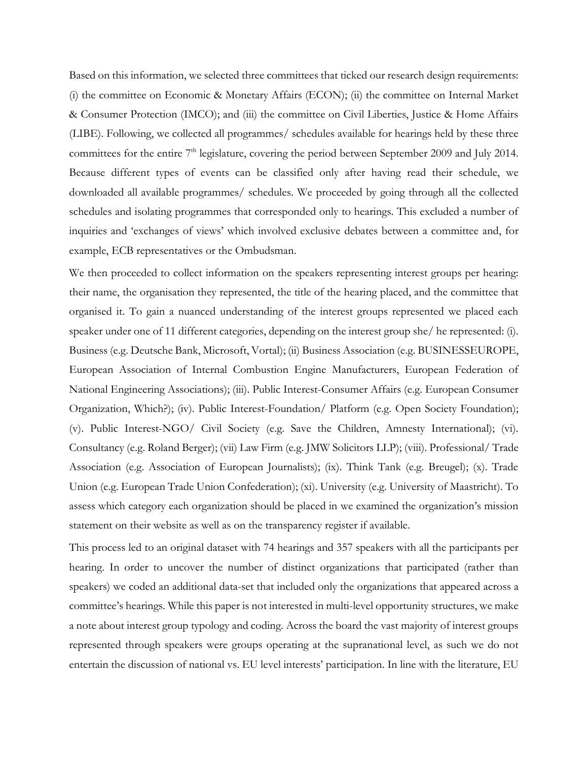Based on this information, we selected three committees that ticked our research design requirements: (i) the committee on Economic & Monetary Affairs (ECON); (ii) the committee on Internal Market & Consumer Protection (IMCO); and (iii) the committee on Civil Liberties, Justice & Home Affairs (LIBE). Following, we collected all programmes/ schedules available for hearings held by these three committees for the entire 7th legislature, covering the period between September 2009 and July 2014. Because different types of events can be classified only after having read their schedule, we downloaded all available programmes/ schedules. We proceeded by going through all the collected schedules and isolating programmes that corresponded only to hearings. This excluded a number of inquiries and 'exchanges of views' which involved exclusive debates between a committee and, for example, ECB representatives or the Ombudsman.

We then proceeded to collect information on the speakers representing interest groups per hearing: their name, the organisation they represented, the title of the hearing placed, and the committee that organised it. To gain a nuanced understanding of the interest groups represented we placed each speaker under one of 11 different categories, depending on the interest group she/ he represented: (i). Business (e.g. Deutsche Bank, Microsoft, Vortal); (ii) Business Association (e.g. BUSINESSEUROPE, European Association of Internal Combustion Engine Manufacturers, European Federation of National Engineering Associations); (iii). Public Interest-Consumer Affairs (e.g. European Consumer Organization, Which?); (iv). Public Interest-Foundation/ Platform (e.g. Open Society Foundation); (v). Public Interest-NGO/ Civil Society (e.g. Save the Children, Amnesty International); (vi). Consultancy (e.g. Roland Berger); (vii) Law Firm (e.g. JMW Solicitors LLP); (viii). Professional/ Trade Association (e.g. Association of European Journalists); (ix). Think Tank (e.g. Breugel); (x). Trade Union (e.g. European Trade Union Confederation); (xi). University (e.g. University of Maastricht). To assess which category each organization should be placed in we examined the organization's mission statement on their website as well as on the transparency register if available.

This process led to an original dataset with 74 hearings and 357 speakers with all the participants per hearing. In order to uncover the number of distinct organizations that participated (rather than speakers) we coded an additional data-set that included only the organizations that appeared across a committee's hearings. While this paper is not interested in multi-level opportunity structures, we make a note about interest group typology and coding. Across the board the vast majority of interest groups represented through speakers were groups operating at the supranational level, as such we do not entertain the discussion of national vs. EU level interests' participation. In line with the literature, EU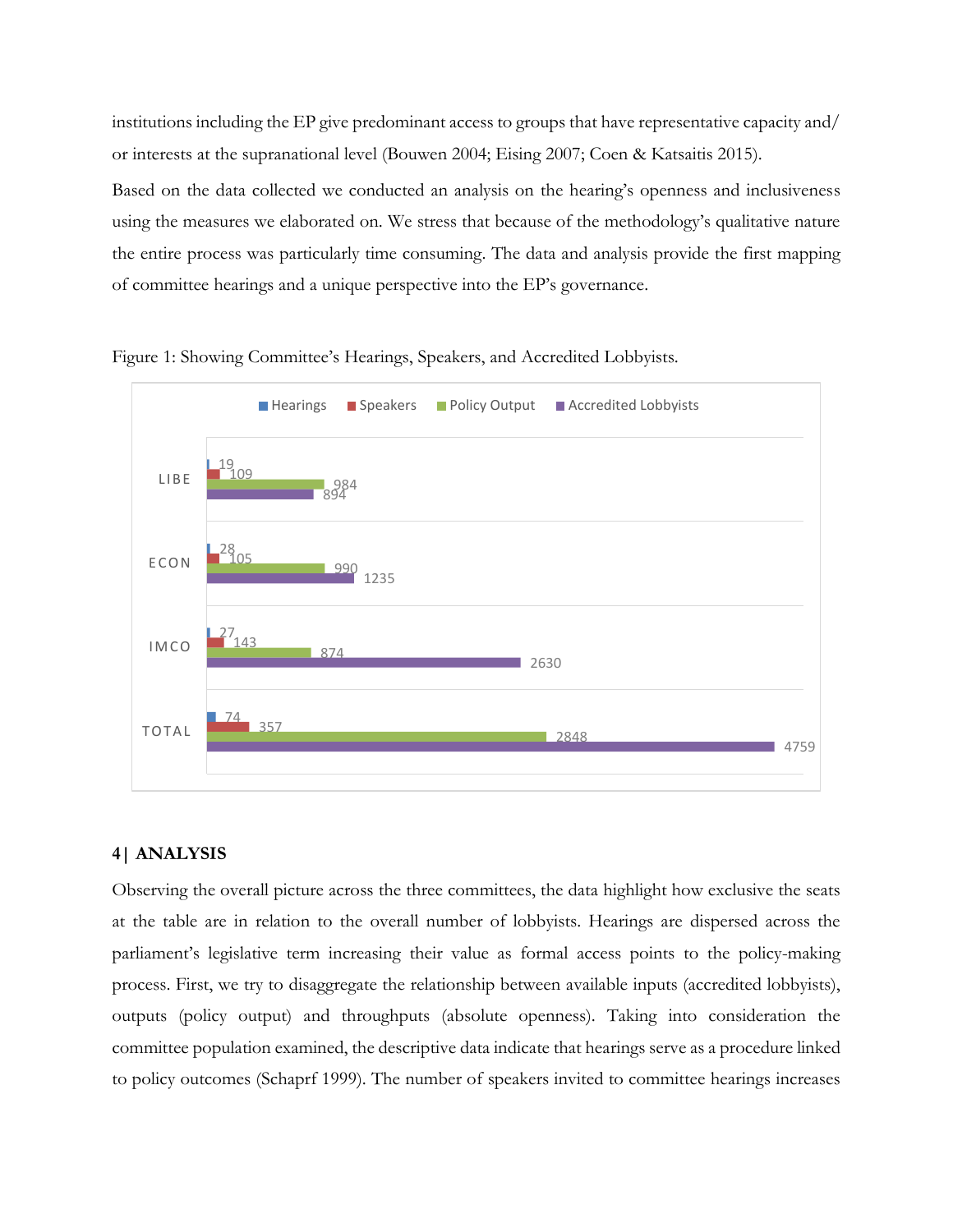institutions including the EP give predominant access to groups that have representative capacity and/ or interests at the supranational level (Bouwen 2004; Eising 2007; Coen & Katsaitis 2015).

Based on the data collected we conducted an analysis on the hearing's openness and inclusiveness using the measures we elaborated on. We stress that because of the methodology's qualitative nature the entire process was particularly time consuming. The data and analysis provide the first mapping of committee hearings and a unique perspective into the EP's governance.

Figure 1: Showing Committee's Hearings, Speakers, and Accredited Lobbyists.

| | Hearings | Speakers | Policy Output | Accredited Lobbyists |
|---|---|---|---|---|
| LIBE | 19 | 109 | 984 | 894 |
| ECON | 28 | 105 | 990 | 1235 |
| IMCO | 27 | 143 | 874 | 2630 |
| TOTAL | 74 | 357 | 2848 | 4759 |

## 4| ANALYSIS

Observing the overall picture across the three committees, the data highlight how exclusive the seats at the table are in relation to the overall number of lobbyists. Hearings are dispersed across the parliament's legislative term increasing their value as formal access points to the policy-making process. First, we try to disaggregate the relationship between available inputs (accredited lobbyists), outputs (policy output) and throughputs (absolute openness). Taking into consideration the committee population examined, the descriptive data indicate that hearings serve as a procedure linked to policy outcomes (Schaprf 1999). The number of speakers invited to committee hearings increases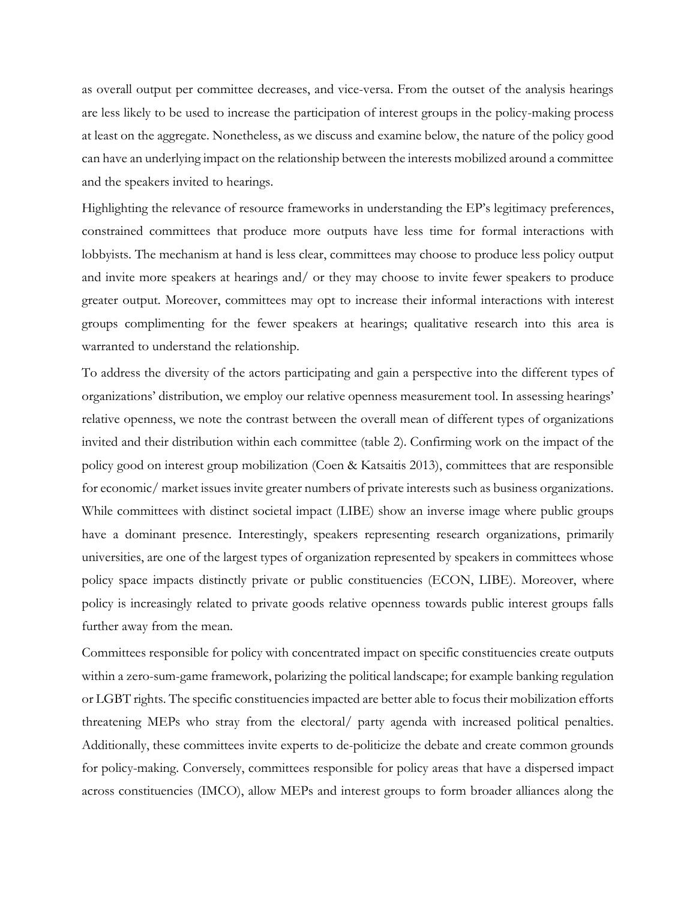as overall output per committee decreases, and vice-versa. From the outset of the analysis hearings are less likely to be used to increase the participation of interest groups in the policy-making process at least on the aggregate. Nonetheless, as we discuss and examine below, the nature of the policy good can have an underlying impact on the relationship between the interests mobilized around a committee and the speakers invited to hearings.

Highlighting the relevance of resource frameworks in understanding the EP's legitimacy preferences, constrained committees that produce more outputs have less time for formal interactions with lobbyists. The mechanism at hand is less clear, committees may choose to produce less policy output and invite more speakers at hearings and/ or they may choose to invite fewer speakers to produce greater output. Moreover, committees may opt to increase their informal interactions with interest groups complimenting for the fewer speakers at hearings; qualitative research into this area is warranted to understand the relationship.

To address the diversity of the actors participating and gain a perspective into the different types of organizations' distribution, we employ our relative openness measurement tool. In assessing hearings' relative openness, we note the contrast between the overall mean of different types of organizations invited and their distribution within each committee (table 2). Confirming work on the impact of the policy good on interest group mobilization (Coen & Katsaitis 2013), committees that are responsible for economic/ market issues invite greater numbers of private interests such as business organizations. While committees with distinct societal impact (LIBE) show an inverse image where public groups have a dominant presence. Interestingly, speakers representing research organizations, primarily universities, are one of the largest types of organization represented by speakers in committees whose policy space impacts distinctly private or public constituencies (ECON, LIBE). Moreover, where policy is increasingly related to private goods relative openness towards public interest groups falls further away from the mean.

Committees responsible for policy with concentrated impact on specific constituencies create outputs within a zero-sum-game framework, polarizing the political landscape; for example banking regulation or LGBT rights. The specific constituencies impacted are better able to focus their mobilization efforts threatening MEPs who stray from the electoral/ party agenda with increased political penalties. Additionally, these committees invite experts to de-politicize the debate and create common grounds for policy-making. Conversely, committees responsible for policy areas that have a dispersed impact across constituencies (IMCO), allow MEPs and interest groups to form broader alliances along the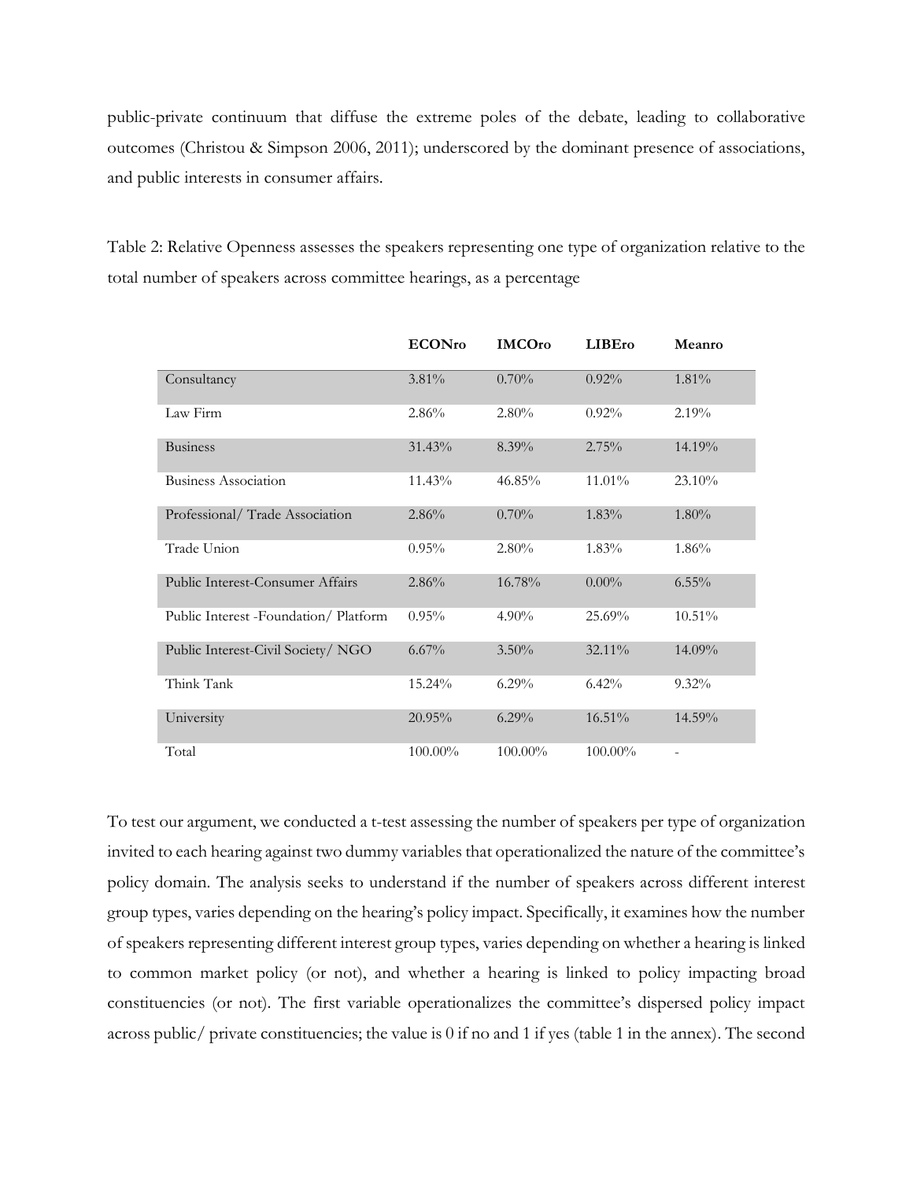public-private continuum that diffuse the extreme poles of the debate, leading to collaborative outcomes (Christou & Simpson 2006, 2011); underscored by the dominant presence of associations, and public interests in consumer affairs.

Table 2: Relative Openness assesses the speakers representing one type of organization relative to the total number of speakers across committee hearings, as a percentage

| | **ECONro** | **IMCOro** | **LIBEro** | **Meanro** |
|---|---|---|---|---|
| Consultancy | 3.81% | 0.70% | 0.92% | 1.81% |
| Law Firm | 2.86% | 2.80% | 0.92% | 2.19% |
| Business | 31.43% | 8.39% | 2.75% | 14.19% |
| Business Association | 11.43% | 46.85% | 11.01% | 23.10% |
| Professional/ Trade Association | 2.86% | 0.70% | 1.83% | 1.80% |
| Trade Union | 0.95% | 2.80% | 1.83% | 1.86% |
| Public Interest-Consumer Affairs | 2.86% | 16.78% | 0.00% | 6.55% |
| Public Interest -Foundation/ Platform | 0.95% | 4.90% | 25.69% | 10.51% |
| Public Interest-Civil Society/ NGO | 6.67% | 3.50% | 32.11% | 14.09% |
| Think Tank | 15.24% | 6.29% | 6.42% | 9.32% |
| University | 20.95% | 6.29% | 16.51% | 14.59% |
| Total | 100.00% | 100.00% | 100.00% | - |

To test our argument, we conducted a t-test assessing the number of speakers per type of organization invited to each hearing against two dummy variables that operationalized the nature of the committee's policy domain. The analysis seeks to understand if the number of speakers across different interest group types, varies depending on the hearing's policy impact. Specifically, it examines how the number of speakers representing different interest group types, varies depending on whether a hearing is linked to common market policy (or not), and whether a hearing is linked to policy impacting broad constituencies (or not). The first variable operationalizes the committee's dispersed policy impact across public/ private constituencies; the value is 0 if no and 1 if yes (table 1 in the annex). The second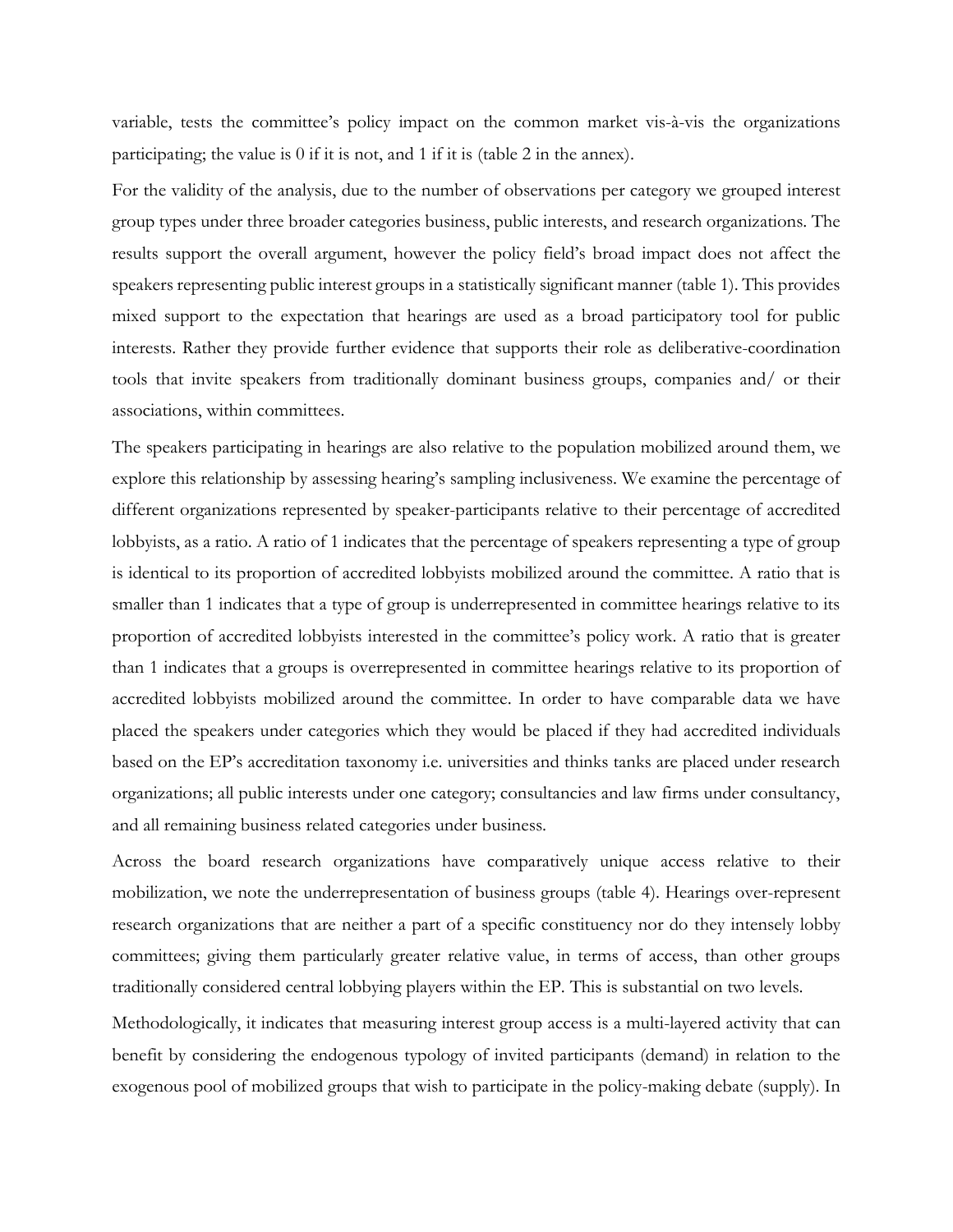variable, tests the committee's policy impact on the common market vis-à-vis the organizations participating; the value is 0 if it is not, and 1 if it is (table 2 in the annex).

For the validity of the analysis, due to the number of observations per category we grouped interest group types under three broader categories business, public interests, and research organizations. The results support the overall argument, however the policy field's broad impact does not affect the speakers representing public interest groups in a statistically significant manner (table 1). This provides mixed support to the expectation that hearings are used as a broad participatory tool for public interests. Rather they provide further evidence that supports their role as deliberative-coordination tools that invite speakers from traditionally dominant business groups, companies and/ or their associations, within committees.

The speakers participating in hearings are also relative to the population mobilized around them, we explore this relationship by assessing hearing's sampling inclusiveness. We examine the percentage of different organizations represented by speaker-participants relative to their percentage of accredited lobbyists, as a ratio. A ratio of 1 indicates that the percentage of speakers representing a type of group is identical to its proportion of accredited lobbyists mobilized around the committee. A ratio that is smaller than 1 indicates that a type of group is underrepresented in committee hearings relative to its proportion of accredited lobbyists interested in the committee's policy work. A ratio that is greater than 1 indicates that a groups is overrepresented in committee hearings relative to its proportion of accredited lobbyists mobilized around the committee. In order to have comparable data we have placed the speakers under categories which they would be placed if they had accredited individuals based on the EP's accreditation taxonomy i.e. universities and thinks tanks are placed under research organizations; all public interests under one category; consultancies and law firms under consultancy, and all remaining business related categories under business.

Across the board research organizations have comparatively unique access relative to their mobilization, we note the underrepresentation of business groups (table 4). Hearings over-represent research organizations that are neither a part of a specific constituency nor do they intensely lobby committees; giving them particularly greater relative value, in terms of access, than other groups traditionally considered central lobbying players within the EP. This is substantial on two levels.

Methodologically, it indicates that measuring interest group access is a multi-layered activity that can benefit by considering the endogenous typology of invited participants (demand) in relation to the exogenous pool of mobilized groups that wish to participate in the policy-making debate (supply). In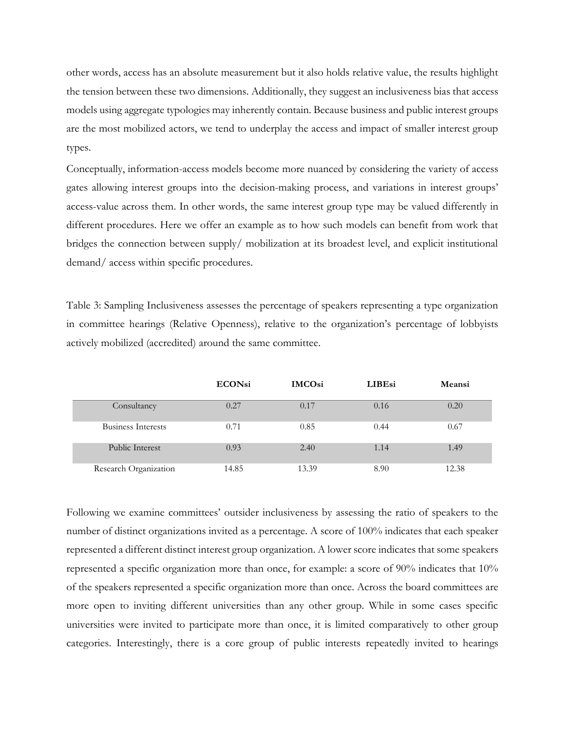other words, access has an absolute measurement but it also holds relative value, the results highlight the tension between these two dimensions. Additionally, they suggest an inclusiveness bias that access models using aggregate typologies may inherently contain. Because business and public interest groups are the most mobilized actors, we tend to underplay the access and impact of smaller interest group types.

Conceptually, information-access models become more nuanced by considering the variety of access gates allowing interest groups into the decision-making process, and variations in interest groups' access-value across them. In other words, the same interest group type may be valued differently in different procedures. Here we offer an example as to how such models can benefit from work that bridges the connection between supply/ mobilization at its broadest level, and explicit institutional demand/ access within specific procedures.

Table 3: Sampling Inclusiveness assesses the percentage of speakers representing a type organization in committee hearings (Relative Openness), relative to the organization's percentage of lobbyists actively mobilized (accredited) around the same committee.

| | **ECONsi** | **IMCOsi** | **LIBEsi** | **Meansi** |
|---|---|---|---|---|
| Consultancy | 0.27 | 0.17 | 0.16 | 0.20 |
| Business Interests | 0.71 | 0.85 | 0.44 | 0.67 |
| Public Interest | 0.93 | 2.40 | 1.14 | 1.49 |
| Research Organization | 14.85 | 13.39 | 8.90 | 12.38 |

Following we examine committees' outsider inclusiveness by assessing the ratio of speakers to the number of distinct organizations invited as a percentage. A score of 100% indicates that each speaker represented a different distinct interest group organization. A lower score indicates that some speakers represented a specific organization more than once, for example: a score of 90% indicates that 10% of the speakers represented a specific organization more than once. Across the board committees are more open to inviting different universities than any other group. While in some cases specific universities were invited to participate more than once, it is limited comparatively to other group categories. Interestingly, there is a core group of public interests repeatedly invited to hearings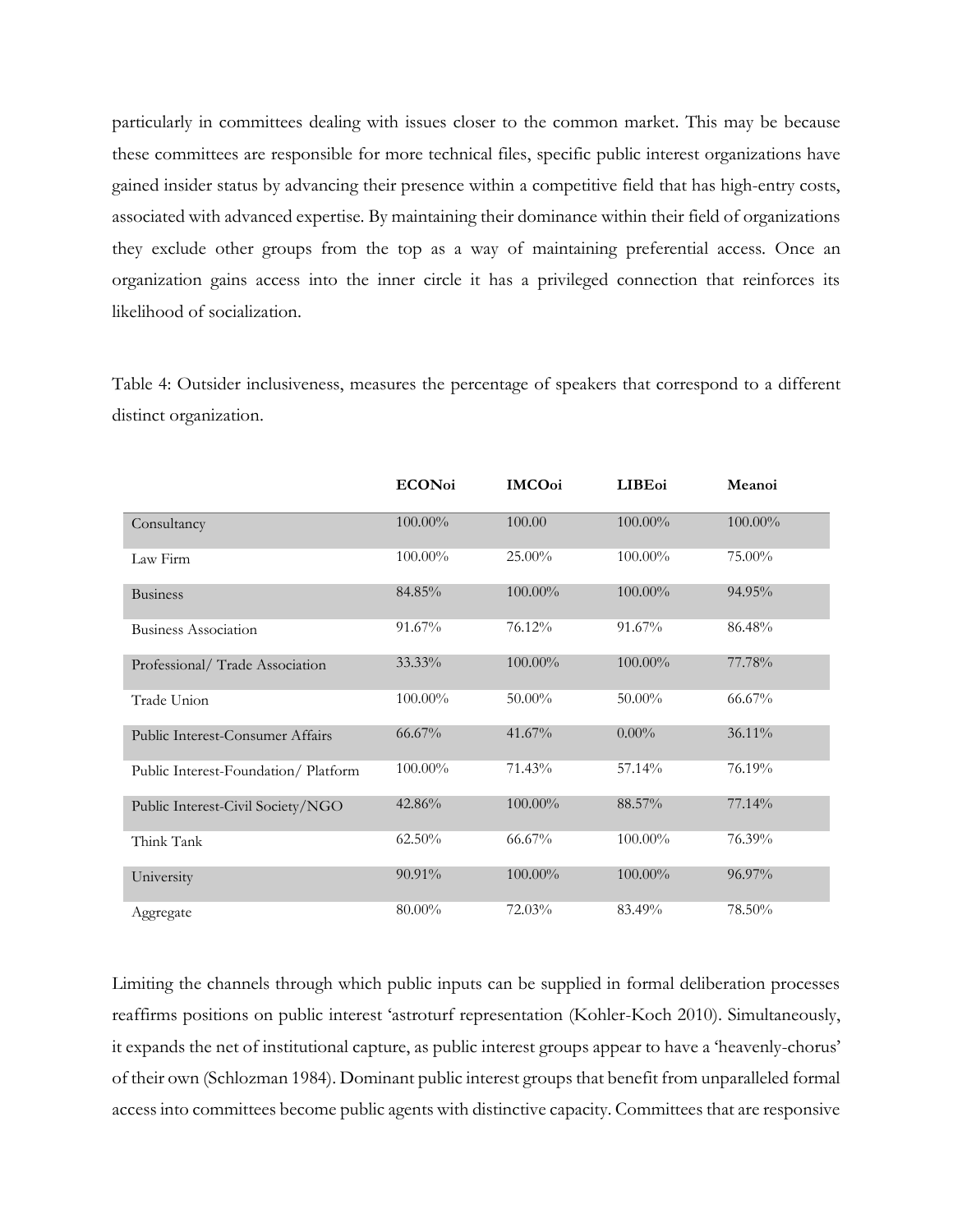particularly in committees dealing with issues closer to the common market. This may be because these committees are responsible for more technical files, specific public interest organizations have gained insider status by advancing their presence within a competitive field that has high-entry costs, associated with advanced expertise. By maintaining their dominance within their field of organizations they exclude other groups from the top as a way of maintaining preferential access. Once an organization gains access into the inner circle it has a privileged connection that reinforces its likelihood of socialization.

Table 4: Outsider inclusiveness, measures the percentage of speakers that correspond to a different distinct organization.

| | **ECONoi** | **IMCOoi** | **LIBEoi** | **Meanoi** |
|---|---|---|---|---|
| Consultancy | 100.00% | 100.00 | 100.00% | 100.00% |
| Law Firm | 100.00% | 25.00% | 100.00% | 75.00% |
| Business | 84.85% | 100.00% | 100.00% | 94.95% |
| Business Association | 91.67% | 76.12% | 91.67% | 86.48% |
| Professional/ Trade Association | 33.33% | 100.00% | 100.00% | 77.78% |
| Trade Union | 100.00% | 50.00% | 50.00% | 66.67% |
| Public Interest-Consumer Affairs | 66.67% | 41.67% | 0.00% | 36.11% |
| Public Interest-Foundation/ Platform | 100.00% | 71.43% | 57.14% | 76.19% |
| Public Interest-Civil Society/NGO | 42.86% | 100.00% | 88.57% | 77.14% |
| Think Tank | 62.50% | 66.67% | 100.00% | 76.39% |
| University | 90.91% | 100.00% | 100.00% | 96.97% |
| Aggregate | 80.00% | 72.03% | 83.49% | 78.50% |

Limiting the channels through which public inputs can be supplied in formal deliberation processes reaffirms positions on public interest 'astroturf representation (Kohler-Koch 2010). Simultaneously, it expands the net of institutional capture, as public interest groups appear to have a 'heavenly-chorus' of their own (Schlozman 1984). Dominant public interest groups that benefit from unparalleled formal access into committees become public agents with distinctive capacity. Committees that are responsive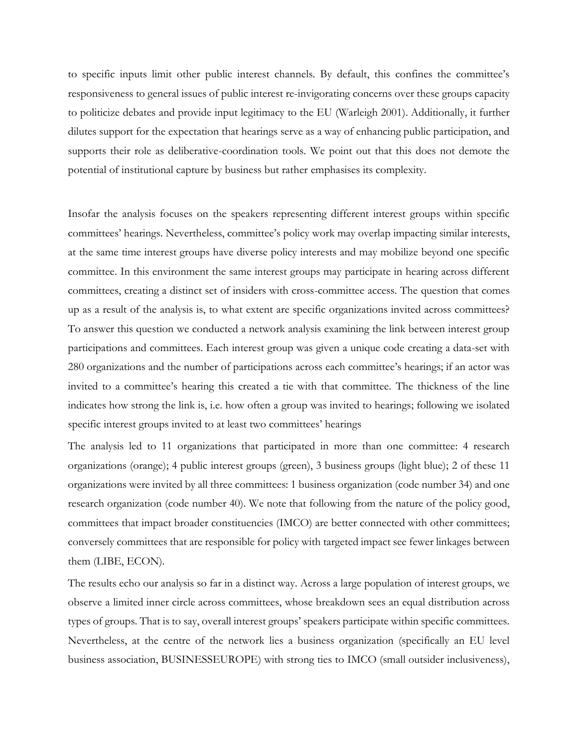to specific inputs limit other public interest channels. By default, this confines the committee's responsiveness to general issues of public interest re-invigorating concerns over these groups capacity to politicize debates and provide input legitimacy to the EU (Warleigh 2001). Additionally, it further dilutes support for the expectation that hearings serve as a way of enhancing public participation, and supports their role as deliberative-coordination tools. We point out that this does not demote the potential of institutional capture by business but rather emphasises its complexity.

Insofar the analysis focuses on the speakers representing different interest groups within specific committees' hearings. Nevertheless, committee's policy work may overlap impacting similar interests, at the same time interest groups have diverse policy interests and may mobilize beyond one specific committee. In this environment the same interest groups may participate in hearing across different committees, creating a distinct set of insiders with cross-committee access. The question that comes up as a result of the analysis is, to what extent are specific organizations invited across committees? To answer this question we conducted a network analysis examining the link between interest group participations and committees. Each interest group was given a unique code creating a data-set with 280 organizations and the number of participations across each committee's hearings; if an actor was invited to a committee's hearing this created a tie with that committee. The thickness of the line indicates how strong the link is, i.e. how often a group was invited to hearings; following we isolated specific interest groups invited to at least two committees' hearings

The analysis led to 11 organizations that participated in more than one committee: 4 research organizations (orange); 4 public interest groups (green), 3 business groups (light blue); 2 of these 11 organizations were invited by all three committees: 1 business organization (code number 34) and one research organization (code number 40). We note that following from the nature of the policy good, committees that impact broader constituencies (IMCO) are better connected with other committees; conversely committees that are responsible for policy with targeted impact see fewer linkages between them (LIBE, ECON).

The results echo our analysis so far in a distinct way. Across a large population of interest groups, we observe a limited inner circle across committees, whose breakdown sees an equal distribution across types of groups. That is to say, overall interest groups' speakers participate within specific committees. Nevertheless, at the centre of the network lies a business organization (specifically an EU level business association, BUSINESSEUROPE) with strong ties to IMCO (small outsider inclusiveness),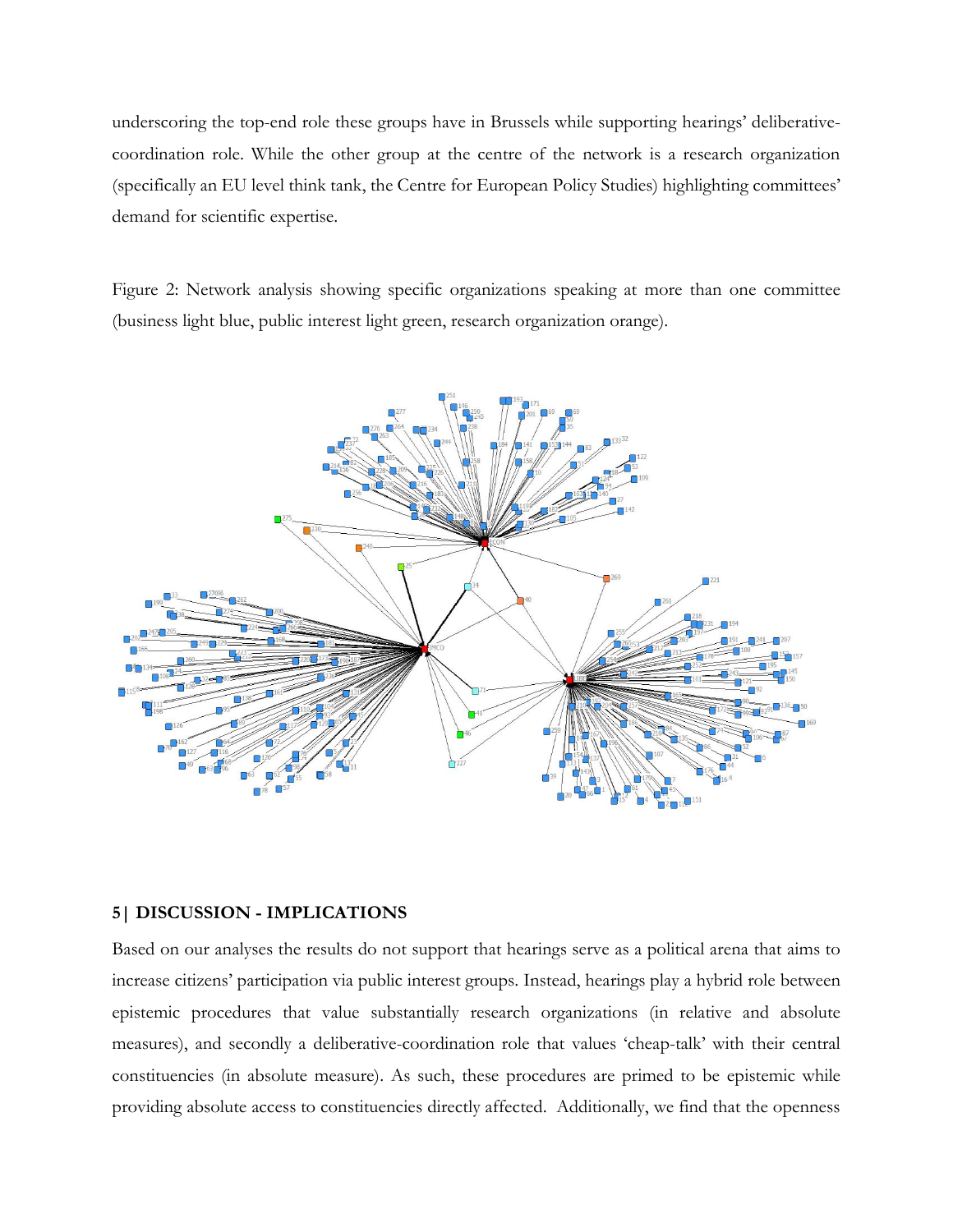underscoring the top-end role these groups have in Brussels while supporting hearings' deliberative-coordination role. While the other group at the centre of the network is a research organization (specifically an EU level think tank, the Centre for European Policy Studies) highlighting committees' demand for scientific expertise.

Figure 2: Network analysis showing specific organizations speaking at more than one committee (business light blue, public interest light green, research organization orange).

## 5| DISCUSSION - IMPLICATIONS

Based on our analyses the results do not support that hearings serve as a political arena that aims to increase citizens' participation via public interest groups. Instead, hearings play a hybrid role between epistemic procedures that value substantially research organizations (in relative and absolute measures), and secondly a deliberative-coordination role that values 'cheap-talk' with their central constituencies (in absolute measure). As such, these procedures are primed to be epistemic while providing absolute access to constituencies directly affected. Additionally, we find that the openness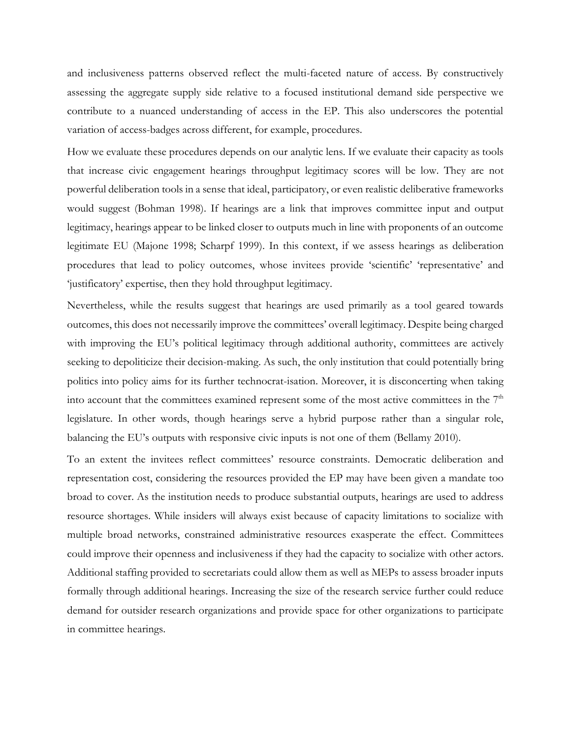and inclusiveness patterns observed reflect the multi-faceted nature of access. By constructively assessing the aggregate supply side relative to a focused institutional demand side perspective we contribute to a nuanced understanding of access in the EP. This also underscores the potential variation of access-badges across different, for example, procedures.

How we evaluate these procedures depends on our analytic lens. If we evaluate their capacity as tools that increase civic engagement hearings throughput legitimacy scores will be low. They are not powerful deliberation tools in a sense that ideal, participatory, or even realistic deliberative frameworks would suggest (Bohman 1998). If hearings are a link that improves committee input and output legitimacy, hearings appear to be linked closer to outputs much in line with proponents of an outcome legitimate EU (Majone 1998; Scharpf 1999). In this context, if we assess hearings as deliberation procedures that lead to policy outcomes, whose invitees provide 'scientific' 'representative' and 'justificatory' expertise, then they hold throughput legitimacy.

Nevertheless, while the results suggest that hearings are used primarily as a tool geared towards outcomes, this does not necessarily improve the committees' overall legitimacy. Despite being charged with improving the EU's political legitimacy through additional authority, committees are actively seeking to depoliticize their decision-making. As such, the only institution that could potentially bring politics into policy aims for its further technocrat-isation. Moreover, it is disconcerting when taking into account that the committees examined represent some of the most active committees in the 7th legislature. In other words, though hearings serve a hybrid purpose rather than a singular role, balancing the EU's outputs with responsive civic inputs is not one of them (Bellamy 2010).

To an extent the invitees reflect committees' resource constraints. Democratic deliberation and representation cost, considering the resources provided the EP may have been given a mandate too broad to cover. As the institution needs to produce substantial outputs, hearings are used to address resource shortages. While insiders will always exist because of capacity limitations to socialize with multiple broad networks, constrained administrative resources exasperate the effect. Committees could improve their openness and inclusiveness if they had the capacity to socialize with other actors. Additional staffing provided to secretariats could allow them as well as MEPs to assess broader inputs formally through additional hearings. Increasing the size of the research service further could reduce demand for outsider research organizations and provide space for other organizations to participate in committee hearings.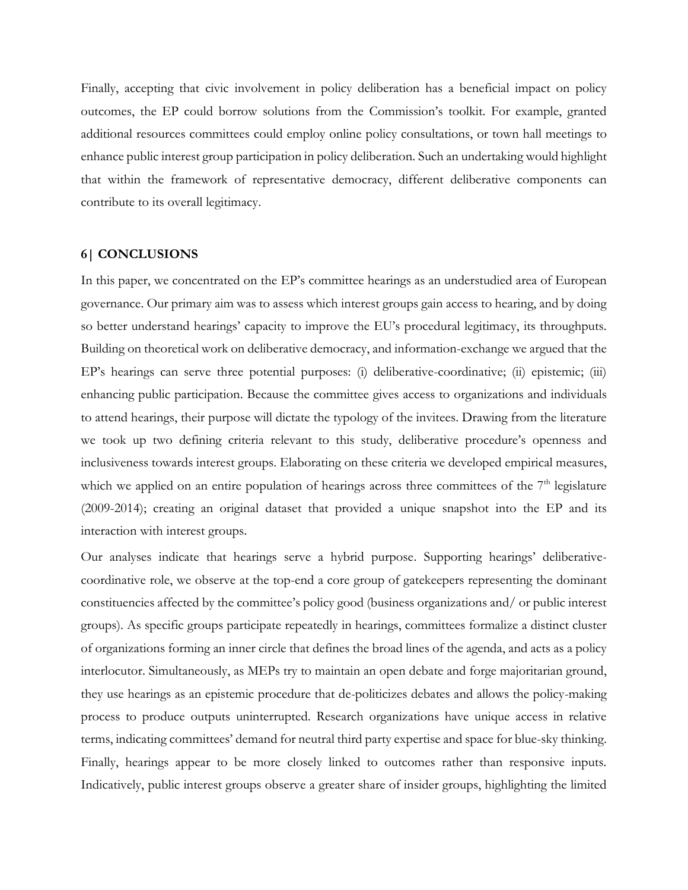Finally, accepting that civic involvement in policy deliberation has a beneficial impact on policy outcomes, the EP could borrow solutions from the Commission's toolkit. For example, granted additional resources committees could employ online policy consultations, or town hall meetings to enhance public interest group participation in policy deliberation. Such an undertaking would highlight that within the framework of representative democracy, different deliberative components can contribute to its overall legitimacy.

## 6 | CONCLUSIONS

In this paper, we concentrated on the EP's committee hearings as an understudied area of European governance. Our primary aim was to assess which interest groups gain access to hearing, and by doing so better understand hearings' capacity to improve the EU's procedural legitimacy, its throughputs. Building on theoretical work on deliberative democracy, and information-exchange we argued that the EP's hearings can serve three potential purposes: (i) deliberative-coordinative; (ii) epistemic; (iii) enhancing public participation. Because the committee gives access to organizations and individuals to attend hearings, their purpose will dictate the typology of the invitees. Drawing from the literature we took up two defining criteria relevant to this study, deliberative procedure's openness and inclusiveness towards interest groups. Elaborating on these criteria we developed empirical measures, which we applied on an entire population of hearings across three committees of the 7th legislature (2009-2014); creating an original dataset that provided a unique snapshot into the EP and its interaction with interest groups.

Our analyses indicate that hearings serve a hybrid purpose. Supporting hearings' deliberative-coordinative role, we observe at the top-end a core group of gatekeepers representing the dominant constituencies affected by the committee's policy good (business organizations and/ or public interest groups). As specific groups participate repeatedly in hearings, committees formalize a distinct cluster of organizations forming an inner circle that defines the broad lines of the agenda, and acts as a policy interlocutor. Simultaneously, as MEPs try to maintain an open debate and forge majoritarian ground, they use hearings as an epistemic procedure that de-politicizes debates and allows the policy-making process to produce outputs uninterrupted. Research organizations have unique access in relative terms, indicating committees' demand for neutral third party expertise and space for blue-sky thinking. Finally, hearings appear to be more closely linked to outcomes rather than responsive inputs. Indicatively, public interest groups observe a greater share of insider groups, highlighting the limited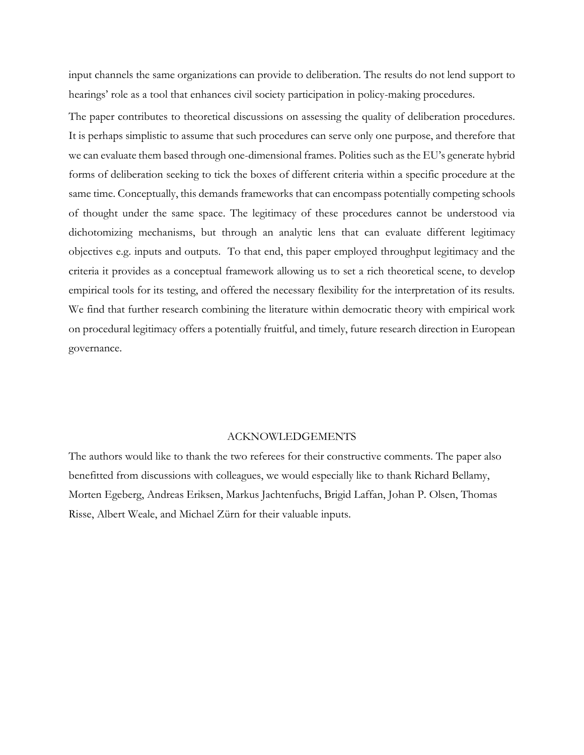input channels the same organizations can provide to deliberation. The results do not lend support to hearings' role as a tool that enhances civil society participation in policy-making procedures.

The paper contributes to theoretical discussions on assessing the quality of deliberation procedures. It is perhaps simplistic to assume that such procedures can serve only one purpose, and therefore that we can evaluate them based through one-dimensional frames. Polities such as the EU's generate hybrid forms of deliberation seeking to tick the boxes of different criteria within a specific procedure at the same time. Conceptually, this demands frameworks that can encompass potentially competing schools of thought under the same space. The legitimacy of these procedures cannot be understood via dichotomizing mechanisms, but through an analytic lens that can evaluate different legitimacy objectives e.g. inputs and outputs. To that end, this paper employed throughput legitimacy and the criteria it provides as a conceptual framework allowing us to set a rich theoretical scene, to develop empirical tools for its testing, and offered the necessary flexibility for the interpretation of its results. We find that further research combining the literature within democratic theory with empirical work on procedural legitimacy offers a potentially fruitful, and timely, future research direction in European governance.

## ACKNOWLEDGEMENTS

The authors would like to thank the two referees for their constructive comments. The paper also benefitted from discussions with colleagues, we would especially like to thank Richard Bellamy, Morten Egeberg, Andreas Eriksen, Markus Jachtenfuchs, Brigid Laffan, Johan P. Olsen, Thomas Risse, Albert Weale, and Michael Zürn for their valuable inputs.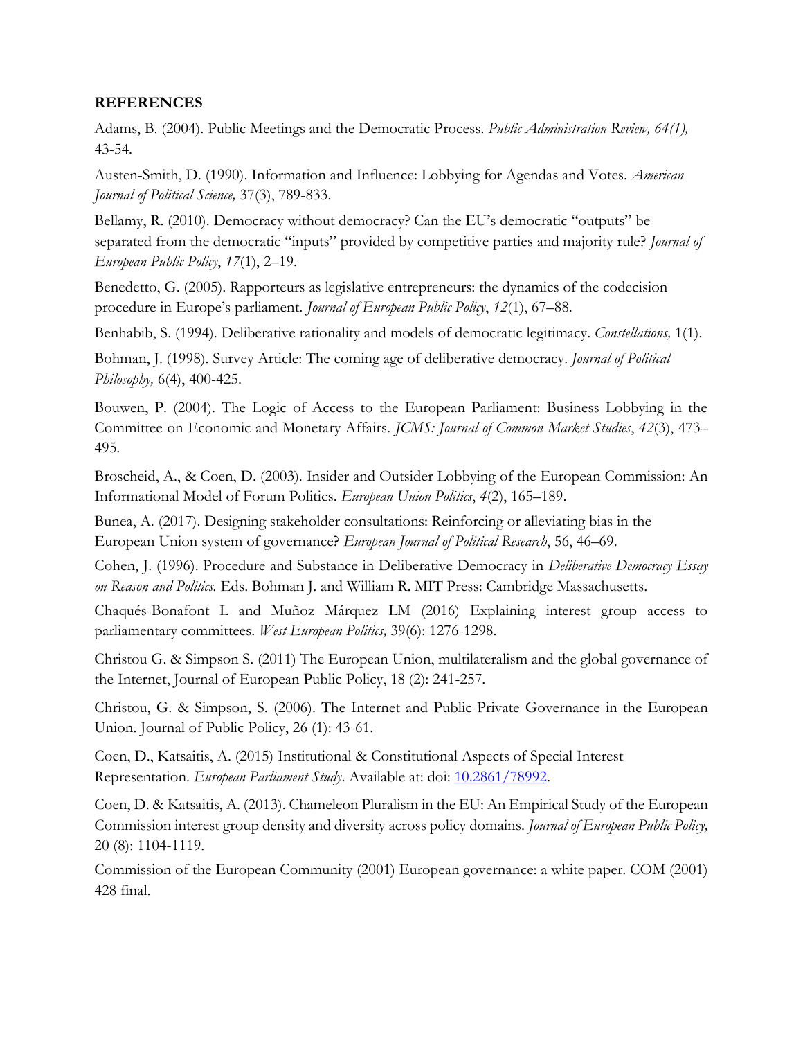**REFERENCES**

Adams, B. (2004). Public Meetings and the Democratic Process. *Public Administration Review, 64(1),* 43-54.

Austen-Smith, D. (1990). Information and Influence: Lobbying for Agendas and Votes. *American Journal of Political Science,* 37(3), 789-833.

Bellamy, R. (2010). Democracy without democracy? Can the EU's democratic "outputs" be separated from the democratic "inputs" provided by competitive parties and majority rule? *Journal of European Public Policy*, *17*(1), 2–19.

Benedetto, G. (2005). Rapporteurs as legislative entrepreneurs: the dynamics of the codecision procedure in Europe's parliament. *Journal of European Public Policy*, *12*(1), 67–88.

Benhabib, S. (1994). Deliberative rationality and models of democratic legitimacy. *Constellations,* 1(1).

Bohman, J. (1998). Survey Article: The coming age of deliberative democracy. *Journal of Political Philosophy,* 6(4), 400-425.

Bouwen, P. (2004). The Logic of Access to the European Parliament: Business Lobbying in the Committee on Economic and Monetary Affairs. *JCMS: Journal of Common Market Studies*, *42*(3), 473–495.

Broscheid, A., & Coen, D. (2003). Insider and Outsider Lobbying of the European Commission: An Informational Model of Forum Politics. *European Union Politics*, *4*(2), 165–189.

Bunea, A. (2017). Designing stakeholder consultations: Reinforcing or alleviating bias in the European Union system of governance? *European Journal of Political Research*, 56, 46–69.

Cohen, J. (1996). Procedure and Substance in Deliberative Democracy in *Deliberative Democracy Essay on Reason and Politics.* Eds. Bohman J. and William R. MIT Press: Cambridge Massachusetts.

Chaqués-Bonafont L and Muñoz Márquez LM (2016) Explaining interest group access to parliamentary committees. *West European Politics,* 39(6): 1276-1298.

Christou G. & Simpson S. (2011) The European Union, multilateralism and the global governance of the Internet, Journal of European Public Policy, 18 (2): 241-257.

Christou, G. & Simpson, S. (2006). The Internet and Public-Private Governance in the European Union. Journal of Public Policy, 26 (1): 43-61.

Coen, D., Katsaitis, A. (2015) Institutional & Constitutional Aspects of Special Interest Representation. *European Parliament Study*. Available at: doi: 10.2861/78992.

Coen, D. & Katsaitis, A. (2013). Chameleon Pluralism in the EU: An Empirical Study of the European Commission interest group density and diversity across policy domains. *Journal of European Public Policy,* 20 (8): 1104-1119.

Commission of the European Community (2001) European governance: a white paper. COM (2001) 428 final.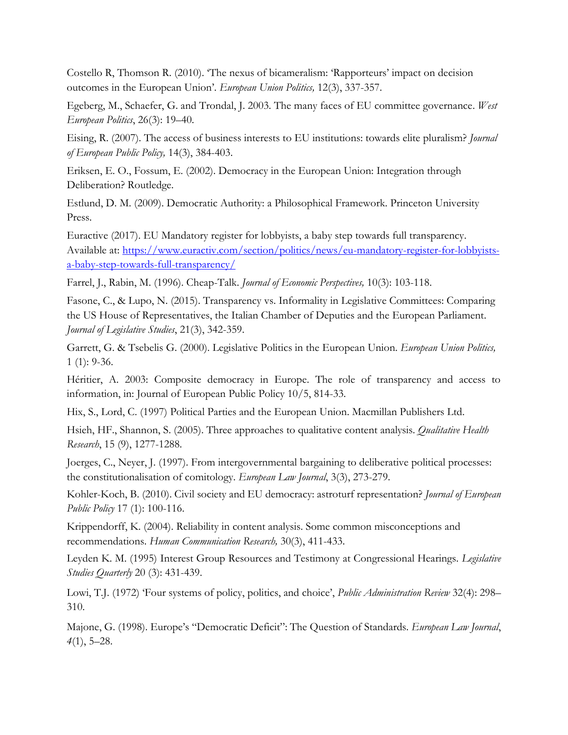Costello R, Thomson R. (2010). 'The nexus of bicameralism: 'Rapporteurs' impact on decision outcomes in the European Union'. *European Union Politics,* 12(3), 337-357.

Egeberg, M., Schaefer, G. and Trondal, J. 2003. The many faces of EU committee governance. *West European Politics*, 26(3): 19–40.

Eising, R. (2007). The access of business interests to EU institutions: towards elite pluralism? *Journal of European Public Policy,* 14(3), 384-403.

Eriksen, E. O., Fossum, E. (2002). Democracy in the European Union: Integration through Deliberation? Routledge.

Estlund, D. M. (2009). Democratic Authority: a Philosophical Framework. Princeton University Press.

Euractive (2017). EU Mandatory register for lobbyists, a baby step towards full transparency. Available at: https://www.euractiv.com/section/politics/news/eu-mandatory-register-for-lobbyists-a-baby-step-towards-full-transparency/

Farrel, J., Rabin, M. (1996). Cheap-Talk. *Journal of Economic Perspectives,* 10(3): 103-118.

Fasone, C., & Lupo, N. (2015). Transparency vs. Informality in Legislative Committees: Comparing the US House of Representatives, the Italian Chamber of Deputies and the European Parliament. *Journal of Legislative Studies*, 21(3), 342-359.

Garrett, G. & Tsebelis G. (2000). Legislative Politics in the European Union. *European Union Politics,* 1 (1): 9-36.

Héritier, A. 2003: Composite democracy in Europe. The role of transparency and access to information, in: Journal of European Public Policy 10/5, 814-33.

Hix, S., Lord, C. (1997) Political Parties and the European Union. Macmillan Publishers Ltd.

Hsieh, HF., Shannon, S. (2005). Three approaches to qualitative content analysis. *Qualitative Health Research*, 15 (9), 1277-1288.

Joerges, C., Neyer, J. (1997). From intergovernmental bargaining to deliberative political processes: the constitutionalisation of comitology. *European Law Journal*, 3(3), 273-279.

Kohler-Koch, B. (2010). Civil society and EU democracy: astroturf representation? *Journal of European Public Policy* 17 (1): 100-116.

Krippendorff, K. (2004). Reliability in content analysis. Some common misconceptions and recommendations. *Human Communication Research,* 30(3), 411-433.

Leyden K. M. (1995) Interest Group Resources and Testimony at Congressional Hearings. *Legislative Studies Quarterly* 20 (3): 431-439.

Lowi, T.J. (1972) 'Four systems of policy, politics, and choice', *Public Administration Review* 32(4): 298–310.

Majone, G. (1998). Europe's "Democratic Deficit": The Question of Standards. *European Law Journal*, *4*(1), 5–28.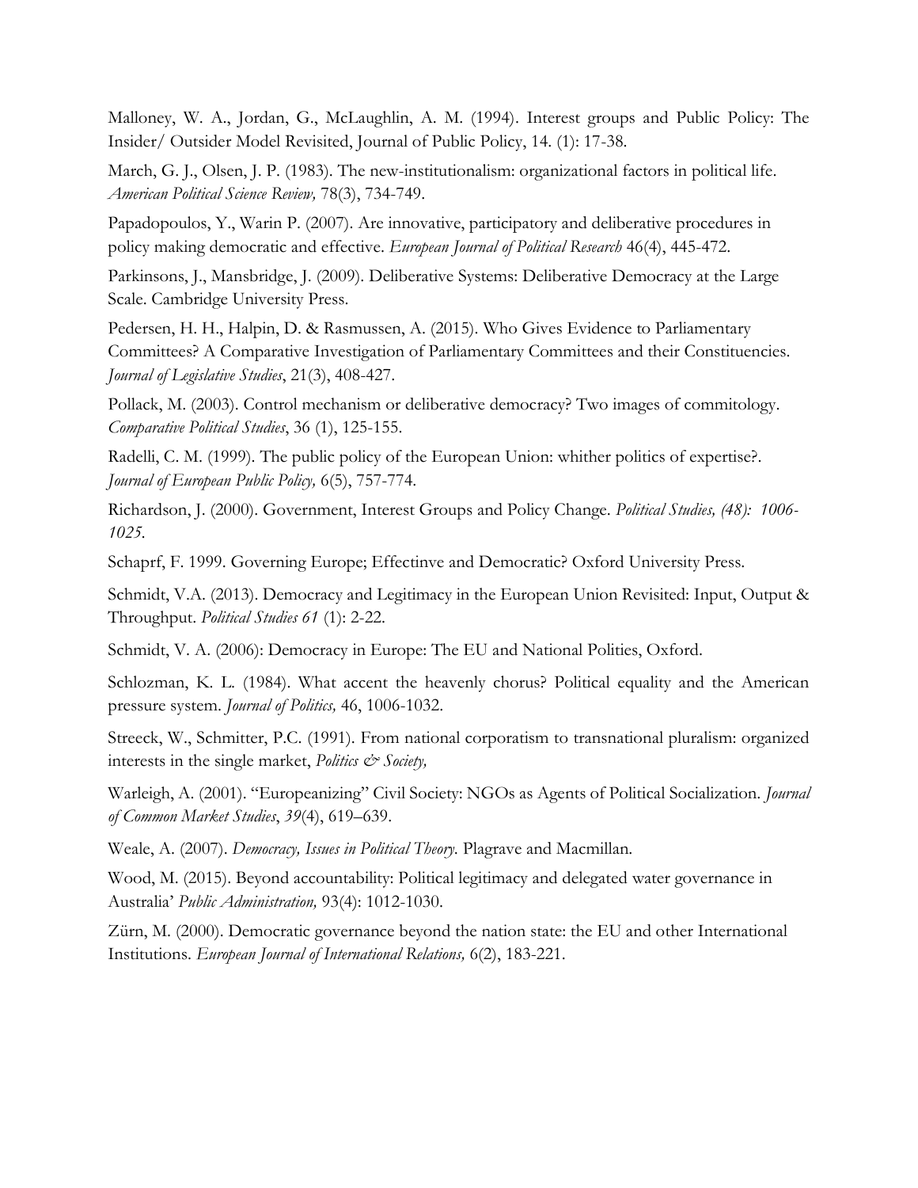Malloney, W. A., Jordan, G., McLaughlin, A. M. (1994). Interest groups and Public Policy: The Insider/ Outsider Model Revisited, Journal of Public Policy, 14. (1): 17-38.

March, G. J., Olsen, J. P. (1983). The new-institutionalism: organizational factors in political life. *American Political Science Review,* 78(3), 734-749.

Papadopoulos, Y., Warin P. (2007). Are innovative, participatory and deliberative procedures in policy making democratic and effective. *European Journal of Political Research* 46(4), 445-472.

Parkinsons, J., Mansbridge, J. (2009). Deliberative Systems: Deliberative Democracy at the Large Scale. Cambridge University Press.

Pedersen, H. H., Halpin, D. & Rasmussen, A. (2015). Who Gives Evidence to Parliamentary Committees? A Comparative Investigation of Parliamentary Committees and their Constituencies. *Journal of Legislative Studies*, 21(3), 408-427.

Pollack, M. (2003). Control mechanism or deliberative democracy? Two images of commitology. *Comparative Political Studies*, 36 (1), 125-155.

Radelli, C. M. (1999). The public policy of the European Union: whither politics of expertise?. *Journal of European Public Policy,* 6(5), 757-774.

Richardson, J. (2000). Government, Interest Groups and Policy Change. *Political Studies, (48): 1006-1025.*

Schaprf, F. 1999. Governing Europe; Effectinve and Democratic? Oxford University Press.

Schmidt, V.A. (2013). Democracy and Legitimacy in the European Union Revisited: Input, Output & Throughput. *Political Studies 61* (1): 2-22.

Schmidt, V. A. (2006): Democracy in Europe: The EU and National Polities, Oxford.

Schlozman, K. L. (1984). What accent the heavenly chorus? Political equality and the American pressure system. *Journal of Politics,* 46, 1006-1032.

Streeck, W., Schmitter, P.C. (1991). From national corporatism to transnational pluralism: organized interests in the single market, *Politics & Society,*

Warleigh, A. (2001). "Europeanizing" Civil Society: NGOs as Agents of Political Socialization. *Journal of Common Market Studies*, *39*(4), 619–639.

Weale, A. (2007). *Democracy, Issues in Political Theory.* Plagrave and Macmillan.

Wood, M. (2015). Beyond accountability: Political legitimacy and delegated water governance in Australia' *Public Administration,* 93(4): 1012-1030.

Zürn, M. (2000). Democratic governance beyond the nation state: the EU and other International Institutions. *European Journal of International Relations,* 6(2), 183-221.